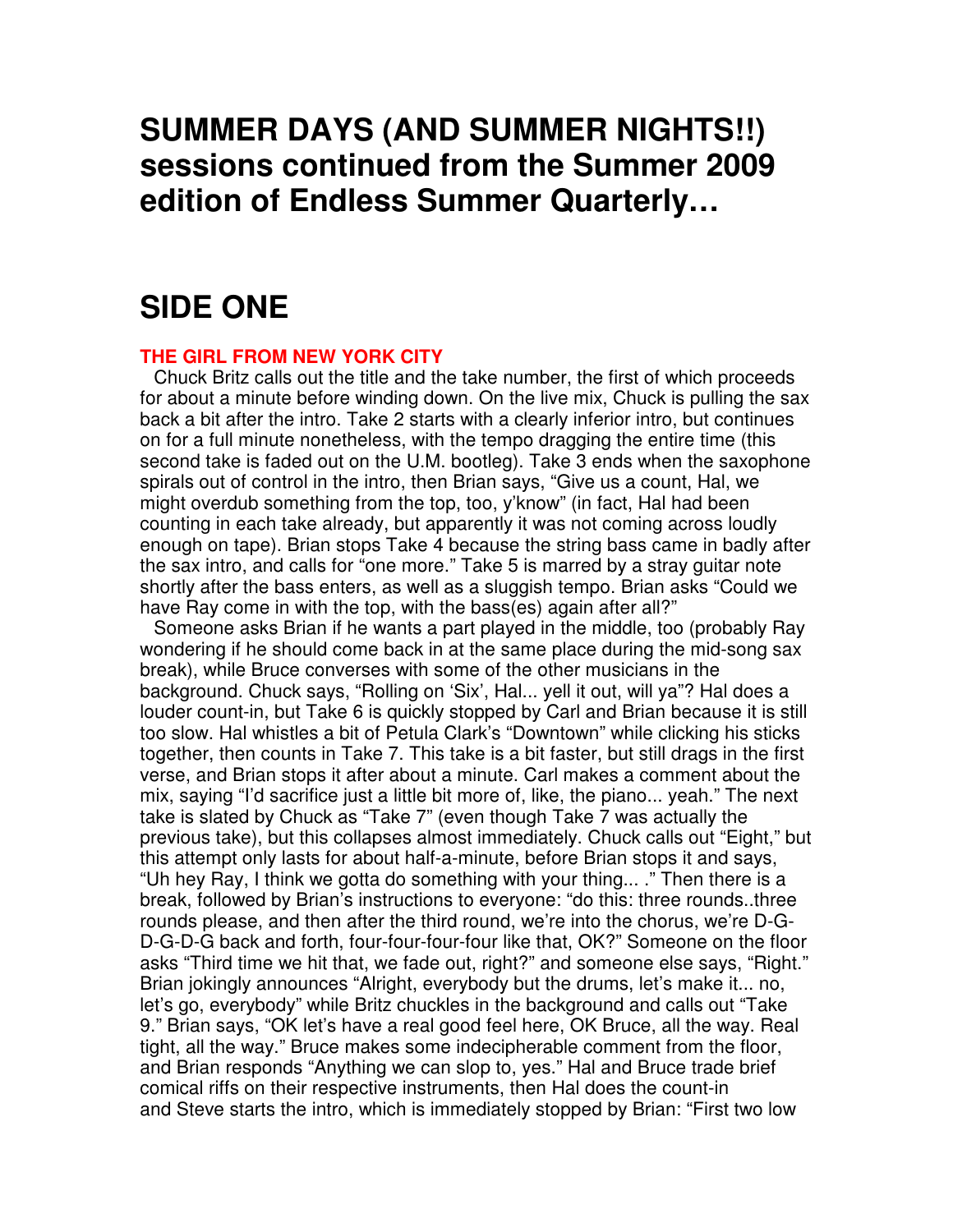# SUMMER DAYS (AND SUMMER NIGHTS!!) sessions continued from the Summer 2009 edition of Endless Summer Quarterly…

# SIDE ONE

### THE GIRL FROM NEW YORK CITY

Chuck Britz calls out the title and the take number, the first of which proceeds for about a minute before winding down. On the live mix, Chuck is pulling the sax back a bit after the intro. Take 2 starts with a clearly inferior intro, but continues on for a full minute nonetheless, with the tempo dragging the entire time (this second take is faded out on the U.M. bootleg). Take 3 ends when the saxophone spirals out of control in the intro, then Brian says, "Give us a count, Hal, we might overdub something from the top, too, y'know" (in fact, Hal had been counting in each take already, but apparently it was not coming across loudly enough on tape). Brian stops Take 4 because the string bass came in badly after the sax intro, and calls for "one more." Take 5 is marred by a stray guitar note shortly after the bass enters, as well as a sluggish tempo. Brian asks "Could we have Ray come in with the top, with the bass(es) again after all?"

Someone asks Brian if he wants a part played in the middle, too (probably Ray wondering if he should come back in at the same place during the mid-song sax break), while Bruce converses with some of the other musicians in the background. Chuck says, "Rolling on 'Six', Hal... yell it out, will ya"? Hal does a louder count-in, but Take 6 is quickly stopped by Carl and Brian because it is still too slow. Hal whistles a bit of Petula Clark's "Downtown" while clicking his sticks together, then counts in Take 7. This take is a bit faster, but still drags in the first verse, and Brian stops it after about a minute. Carl makes a comment about the mix, saying "I'd sacrifice just a little bit more of, like, the piano... yeah." The next take is slated by Chuck as "Take 7" (even though Take 7 was actually the previous take), but this collapses almost immediately. Chuck calls out "Eight," but this attempt only lasts for about half-a-minute, before Brian stops it and says, "Uh hey Ray, I think we gotta do something with your thing... ." Then there is a break, followed by Brian's instructions to everyone: "do this: three rounds..three rounds please, and then after the third round, we're into the chorus, we're D-G-D-G-D-G back and forth, four-four-four-four like that, OK?" Someone on the floor asks "Third time we hit that, we fade out, right?" and someone else says, "Right." Brian jokingly announces "Alright, everybody but the drums, let's make it... no, let's go, everybody" while Britz chuckles in the background and calls out "Take 9." Brian says, "OK let's have a real good feel here, OK Bruce, all the way. Real tight, all the way." Bruce makes some indecipherable comment from the floor, and Brian responds "Anything we can slop to, yes." Hal and Bruce trade brief comical riffs on their respective instruments, then Hal does the count-in and Steve starts the intro, which is immediately stopped by Brian: "First two low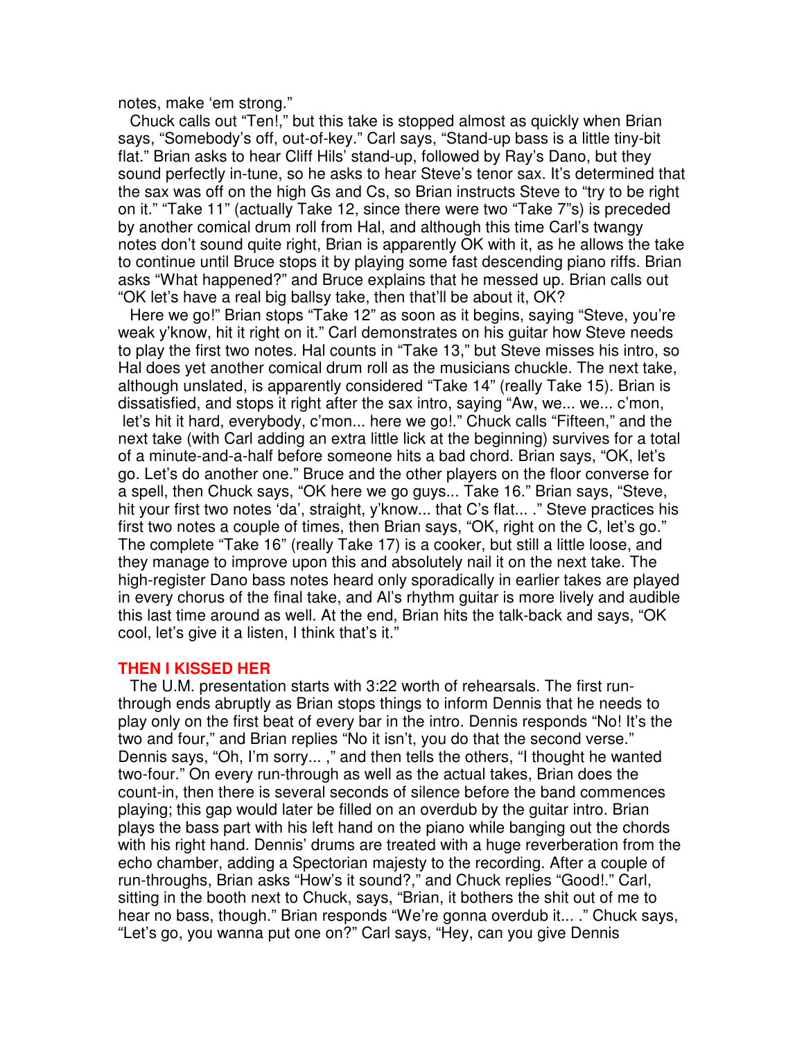notes, make 'em strong."

Chuck calls out "Ten!," but this take is stopped almost as quickly when Brian says, "Somebody's off, out-of-key." Carl says, "Stand-up bass is a little tiny-bit flat." Brian asks to hear Cliff Hils' stand-up, followed by Ray's Dano, but they sound perfectly in-tune, so he asks to hear Steve's tenor sax. It's determined that the sax was off on the high Gs and Cs, so Brian instructs Steve to "try to be right on it." "Take 11" (actually Take 12, since there were two "Take 7"s) is preceded by another comical drum roll from Hal, and although this time Carl's twangy notes don't sound quite right, Brian is apparently OK with it, as he allows the take to continue until Bruce stops it by playing some fast descending piano riffs. Brian asks "What happened?" and Bruce explains that he messed up. Brian calls out "OK let's have a real big ballsy take, then that'll be about it, OK?

Here we go!" Brian stops "Take 12" as soon as it begins, saying "Steve, you're weak y'know, hit it right on it." Carl demonstrates on his guitar how Steve needs to play the first two notes. Hal counts in "Take 13," but Steve misses his intro, so Hal does yet another comical drum roll as the musicians chuckle. The next take, although unslated, is apparently considered "Take 14" (really Take 15). Brian is dissatisfied, and stops it right after the sax intro, saying "Aw, we... we... c'mon, let's hit it hard, everybody, c'mon... here we go!." Chuck calls "Fifteen," and the next take (with Carl adding an extra little lick at the beginning) survives for a total of a minute-and-a-half before someone hits a bad chord. Brian says, "OK, let's go. Let's do another one." Bruce and the other players on the floor converse for a spell, then Chuck says, "OK here we go guys... Take 16." Brian says, "Steve, hit your first two notes 'da', straight, y'know... that C's flat... ." Steve practices his first two notes a couple of times, then Brian says, "OK, right on the C, let's go." The complete "Take 16" (really Take 17) is a cooker, but still a little loose, and they manage to improve upon this and absolutely nail it on the next take. The high-register Dano bass notes heard only sporadically in earlier takes are played in every chorus of the final take, and Al's rhythm guitar is more lively and audible this last time around as well. At the end, Brian hits the talk-back and says, "OK cool, let's give it a listen, I think that's it."

## THEN I KISSED HER

The U.M. presentation starts with 3:22 worth of rehearsals. The first run-through ends abruptly as Brian stops things to inform Dennis that he needs to play only on the first beat of every bar in the intro. Dennis responds "No! It's the two and four," and Brian replies "No it isn't, you do that the second verse." Dennis says, "Oh, I'm sorry... ," and then tells the others, "I thought he wanted two-four." On every run-through as well as the actual takes, Brian does the count-in, then there is several seconds of silence before the band commences playing; this gap would later be filled on an overdub by the guitar intro. Brian plays the bass part with his left hand on the piano while banging out the chords with his right hand. Dennis' drums are treated with a huge reverberation from the echo chamber, adding a Spectorian majesty to the recording. After a couple of run-throughs, Brian asks "How's it sound?," and Chuck replies "Good!." Carl, sitting in the booth next to Chuck, says, "Brian, it bothers the shit out of me to hear no bass, though." Brian responds "We're gonna overdub it... ." Chuck says, "Let's go, you wanna put one on?" Carl says, "Hey, can you give Dennis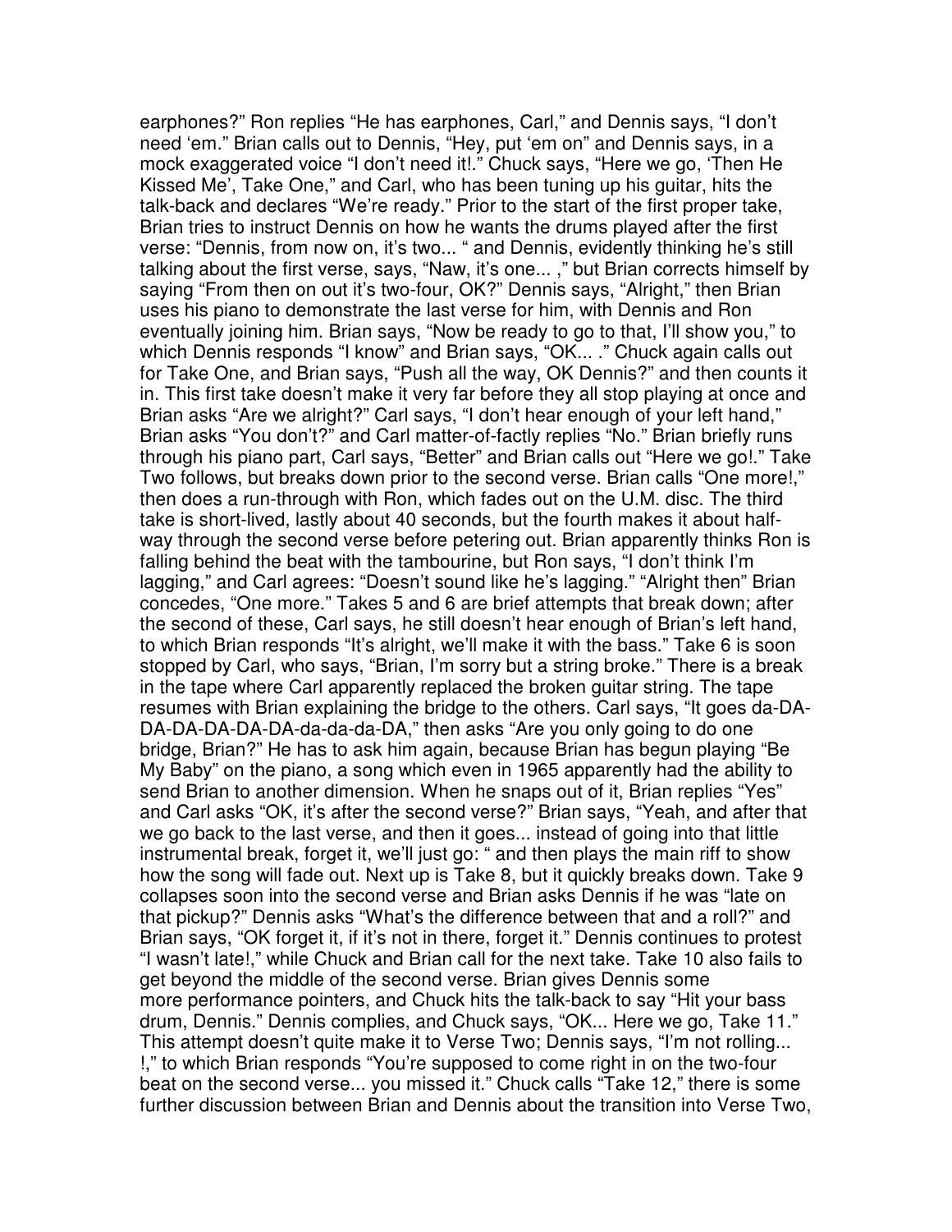earphones?" Ron replies "He has earphones, Carl," and Dennis says, "I don't need 'em." Brian calls out to Dennis, "Hey, put 'em on" and Dennis says, in a mock exaggerated voice "I don't need it!." Chuck says, "Here we go, 'Then He Kissed Me', Take One," and Carl, who has been tuning up his guitar, hits the talk-back and declares "We're ready." Prior to the start of the first proper take, Brian tries to instruct Dennis on how he wants the drums played after the first verse: "Dennis, from now on, it's two... " and Dennis, evidently thinking he's still talking about the first verse, says, "Naw, it's one... ," but Brian corrects himself by saying "From then on out it's two-four, OK?" Dennis says, "Alright," then Brian uses his piano to demonstrate the last verse for him, with Dennis and Ron eventually joining him. Brian says, "Now be ready to go to that, I'll show you," to which Dennis responds "I know" and Brian says, "OK... ." Chuck again calls out for Take One, and Brian says, "Push all the way, OK Dennis?" and then counts it in. This first take doesn't make it very far before they all stop playing at once and Brian asks "Are we alright?" Carl says, "I don't hear enough of your left hand," Brian asks "You don't?" and Carl matter-of-factly replies "No." Brian briefly runs through his piano part, Carl says, "Better" and Brian calls out "Here we go!." Take Two follows, but breaks down prior to the second verse. Brian calls "One more!," then does a run-through with Ron, which fades out on the U.M. disc. The third take is short-lived, lastly about 40 seconds, but the fourth makes it about half-way through the second verse before petering out. Brian apparently thinks Ron is falling behind the beat with the tambourine, but Ron says, "I don't think I'm lagging," and Carl agrees: "Doesn't sound like he's lagging." "Alright then" Brian concedes, "One more." Takes 5 and 6 are brief attempts that break down; after the second of these, Carl says, he still doesn't hear enough of Brian's left hand, to which Brian responds "It's alright, we'll make it with the bass." Take 6 is soon stopped by Carl, who says, "Brian, I'm sorry but a string broke." There is a break in the tape where Carl apparently replaced the broken guitar string. The tape resumes with Brian explaining the bridge to the others. Carl says, "It goes da-DA-DA-DA-DA-DA-DA-da-da-da-DA," then asks "Are you only going to do one bridge, Brian?" He has to ask him again, because Brian has begun playing "Be My Baby" on the piano, a song which even in 1965 apparently had the ability to send Brian to another dimension. When he snaps out of it, Brian replies "Yes" and Carl asks "OK, it's after the second verse?" Brian says, "Yeah, and after that we go back to the last verse, and then it goes... instead of going into that little instrumental break, forget it, we'll just go: " and then plays the main riff to show how the song will fade out. Next up is Take 8, but it quickly breaks down. Take 9 collapses soon into the second verse and Brian asks Dennis if he was "late on that pickup?" Dennis asks "What's the difference between that and a roll?" and Brian says, "OK forget it, if it's not in there, forget it." Dennis continues to protest "I wasn't late!," while Chuck and Brian call for the next take. Take 10 also fails to get beyond the middle of the second verse. Brian gives Dennis some more performance pointers, and Chuck hits the talk-back to say "Hit your bass drum, Dennis." Dennis complies, and Chuck says, "OK... Here we go, Take 11." This attempt doesn't quite make it to Verse Two; Dennis says, "I'm not rolling... !," to which Brian responds "You're supposed to come right in on the two-four beat on the second verse... you missed it." Chuck calls "Take 12," there is some further discussion between Brian and Dennis about the transition into Verse Two,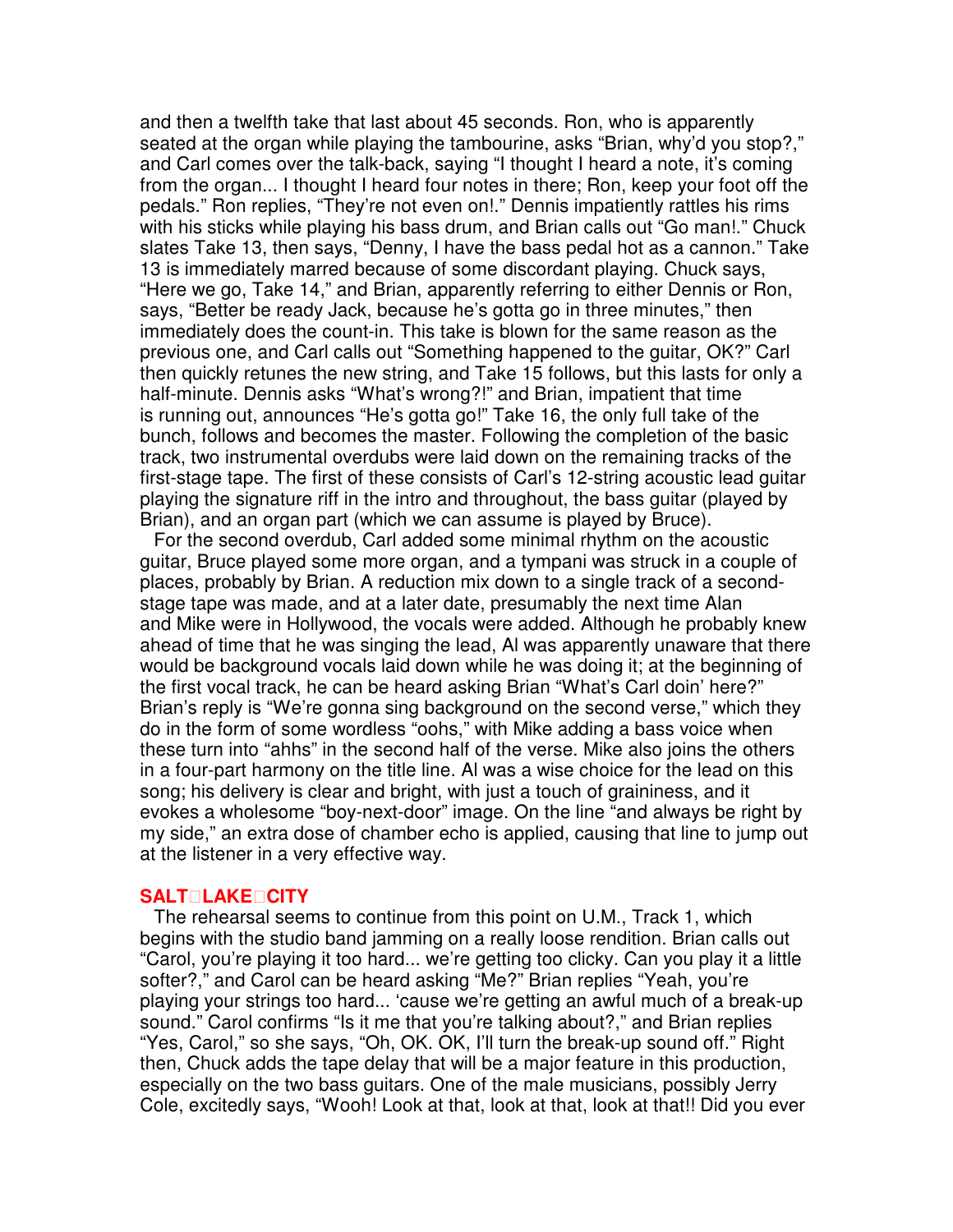and then a twelfth take that last about 45 seconds. Ron, who is apparently seated at the organ while playing the tambourine, asks "Brian, why'd you stop?," and Carl comes over the talk-back, saying "I thought I heard a note, it's coming from the organ... I thought I heard four notes in there; Ron, keep your foot off the pedals." Ron replies, "They're not even on!." Dennis impatiently rattles his rims with his sticks while playing his bass drum, and Brian calls out "Go man!." Chuck slates Take 13, then says, "Denny, I have the bass pedal hot as a cannon." Take 13 is immediately marred because of some discordant playing. Chuck says, "Here we go, Take 14," and Brian, apparently referring to either Dennis or Ron, says, "Better be ready Jack, because he's gotta go in three minutes," then immediately does the count-in. This take is blown for the same reason as the previous one, and Carl calls out "Something happened to the guitar, OK?" Carl then quickly retunes the new string, and Take 15 follows, but this lasts for only a half-minute. Dennis asks "What's wrong?!" and Brian, impatient that time is running out, announces "He's gotta go!" Take 16, the only full take of the bunch, follows and becomes the master. Following the completion of the basic track, two instrumental overdubs were laid down on the remaining tracks of the first-stage tape. The first of these consists of Carl's 12-string acoustic lead guitar playing the signature riff in the intro and throughout, the bass guitar (played by Brian), and an organ part (which we can assume is played by Bruce).

For the second overdub, Carl added some minimal rhythm on the acoustic guitar, Bruce played some more organ, and a tympani was struck in a couple of places, probably by Brian. A reduction mix down to a single track of a second-stage tape was made, and at a later date, presumably the next time Alan and Mike were in Hollywood, the vocals were added. Although he probably knew ahead of time that he was singing the lead, Al was apparently unaware that there would be background vocals laid down while he was doing it; at the beginning of the first vocal track, he can be heard asking Brian "What's Carl doin' here?" Brian's reply is "We're gonna sing background on the second verse," which they do in the form of some wordless "oohs," with Mike adding a bass voice when these turn into "ahhs" in the second half of the verse. Mike also joins the others in a four-part harmony on the title line. Al was a wise choice for the lead on this song; his delivery is clear and bright, with just a touch of graininess, and it evokes a wholesome "boy-next-door" image. On the line "and always be right by my side," an extra dose of chamber echo is applied, causing that line to jump out at the listener in a very effective way.

## SALT LAKE CITY

The rehearsal seems to continue from this point on U.M., Track 1, which begins with the studio band jamming on a really loose rendition. Brian calls out "Carol, you're playing it too hard... we're getting too clicky. Can you play it a little softer?," and Carol can be heard asking "Me?" Brian replies "Yeah, you're playing your strings too hard... 'cause we're getting an awful much of a break-up sound." Carol confirms "Is it me that you're talking about?," and Brian replies "Yes, Carol," so she says, "Oh, OK. OK, I'll turn the break-up sound off." Right then, Chuck adds the tape delay that will be a major feature in this production, especially on the two bass guitars. One of the male musicians, possibly Jerry Cole, excitedly says, "Wooh! Look at that, look at that, look at that!! Did you ever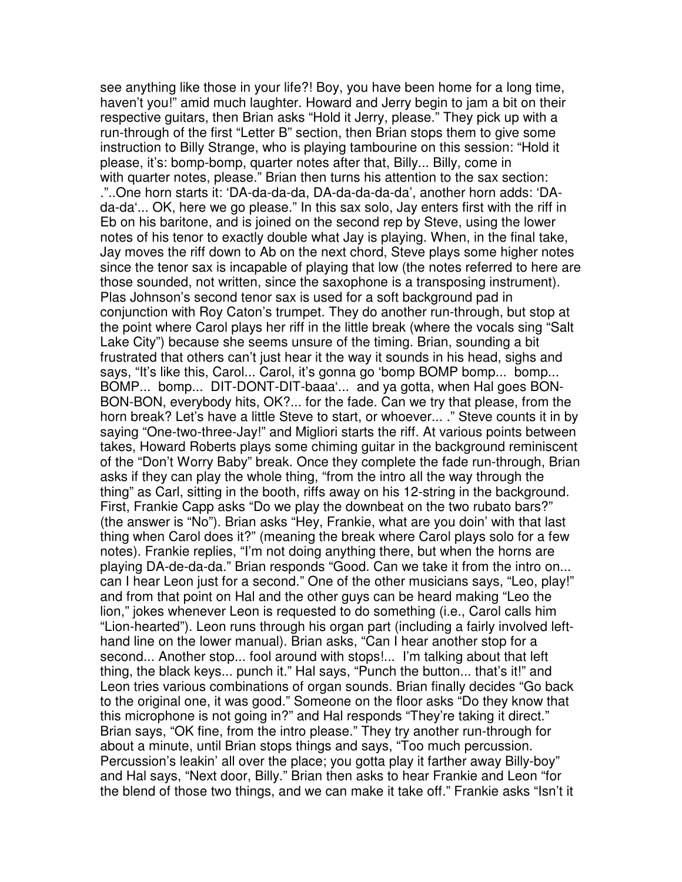see anything like those in your life?! Boy, you have been home for a long time, haven't you!" amid much laughter. Howard and Jerry begin to jam a bit on their respective guitars, then Brian asks "Hold it Jerry, please." They pick up with a run-through of the first "Letter B" section, then Brian stops them to give some instruction to Billy Strange, who is playing tambourine on this session: "Hold it please, it's: bomp-bomp, quarter notes after that, Billy... Billy, come in with quarter notes, please." Brian then turns his attention to the sax section: ."..One horn starts it: 'DA-da-da-da, DA-da-da-da-da', another horn adds: 'DA-da-da'... OK, here we go please." In this sax solo, Jay enters first with the riff in Eb on his baritone, and is joined on the second rep by Steve, using the lower notes of his tenor to exactly double what Jay is playing. When, in the final take, Jay moves the riff down to Ab on the next chord, Steve plays some higher notes since the tenor sax is incapable of playing that low (the notes referred to here are those sounded, not written, since the saxophone is a transposing instrument). Plas Johnson's second tenor sax is used for a soft background pad in conjunction with Roy Caton's trumpet. They do another run-through, but stop at the point where Carol plays her riff in the little break (where the vocals sing "Salt Lake City") because she seems unsure of the timing. Brian, sounding a bit frustrated that others can't just hear it the way it sounds in his head, sighs and says, "It's like this, Carol... Carol, it's gonna go 'bomp BOMP bomp... bomp... BOMP... bomp... DIT-DONT-DIT-baaa'... and ya gotta, when Hal goes BON-BON-BON, everybody hits, OK?... for the fade. Can we try that please, from the horn break? Let's have a little Steve to start, or whoever... ." Steve counts it in by saying "One-two-three-Jay!" and Migliori starts the riff. At various points between takes, Howard Roberts plays some chiming guitar in the background reminiscent of the "Don't Worry Baby" break. Once they complete the fade run-through, Brian asks if they can play the whole thing, "from the intro all the way through the thing" as Carl, sitting in the booth, riffs away on his 12-string in the background. First, Frankie Capp asks "Do we play the downbeat on the two rubato bars?" (the answer is "No"). Brian asks "Hey, Frankie, what are you doin' with that last thing when Carol does it?" (meaning the break where Carol plays solo for a few notes). Frankie replies, "I'm not doing anything there, but when the horns are playing DA-de-da-da." Brian responds "Good. Can we take it from the intro on... can I hear Leon just for a second." One of the other musicians says, "Leo, play!" and from that point on Hal and the other guys can be heard making "Leo the lion," jokes whenever Leon is requested to do something (i.e., Carol calls him "Lion-hearted"). Leon runs through his organ part (including a fairly involved left-hand line on the lower manual). Brian asks, "Can I hear another stop for a second... Another stop... fool around with stops!... I'm talking about that left thing, the black keys... punch it." Hal says, "Punch the button... that's it!" and Leon tries various combinations of organ sounds. Brian finally decides "Go back to the original one, it was good." Someone on the floor asks "Do they know that this microphone is not going in?" and Hal responds "They're taking it direct." Brian says, "OK fine, from the intro please." They try another run-through for about a minute, until Brian stops things and says, "Too much percussion. Percussion's leakin' all over the place; you gotta play it farther away Billy-boy" and Hal says, "Next door, Billy." Brian then asks to hear Frankie and Leon "for the blend of those two things, and we can make it take off." Frankie asks "Isn't it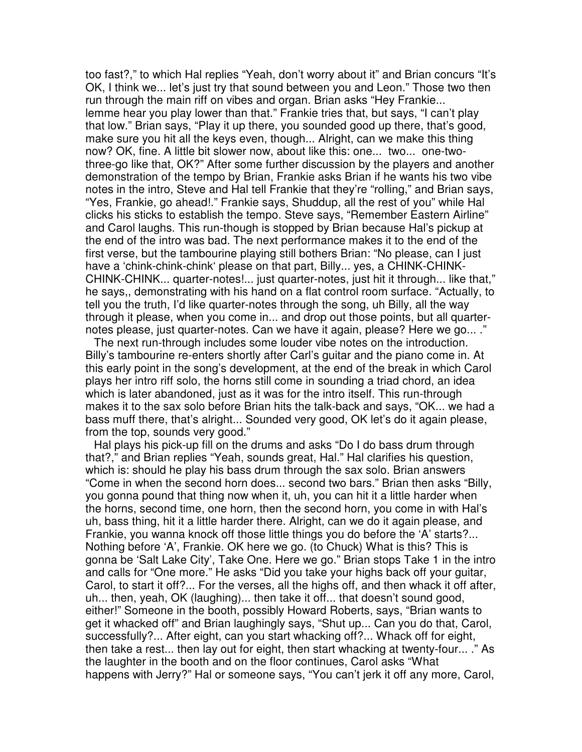too fast?," to which Hal replies "Yeah, don't worry about it" and Brian concurs "It's OK, I think we... let's just try that sound between you and Leon." Those two then run through the main riff on vibes and organ. Brian asks "Hey Frankie... lemme hear you play lower than that." Frankie tries that, but says, "I can't play that low." Brian says, "Play it up there, you sounded good up there, that's good, make sure you hit all the keys even, though... Alright, can we make this thing now? OK, fine. A little bit slower now, about like this: one... two... one-two-three-go like that, OK?" After some further discussion by the players and another demonstration of the tempo by Brian, Frankie asks Brian if he wants his two vibe notes in the intro, Steve and Hal tell Frankie that they're "rolling," and Brian says, "Yes, Frankie, go ahead!." Frankie says, Shuddup, all the rest of you" while Hal clicks his sticks to establish the tempo. Steve says, "Remember Eastern Airline" and Carol laughs. This run-though is stopped by Brian because Hal's pickup at the end of the intro was bad. The next performance makes it to the end of the first verse, but the tambourine playing still bothers Brian: "No please, can I just have a 'chink-chink-chink' please on that part, Billy... yes, a CHINK-CHINK-CHINK-CHINK... quarter-notes!... just quarter-notes, just hit it through... like that," he says,, demonstrating with his hand on a flat control room surface. "Actually, to tell you the truth, I'd like quarter-notes through the song, uh Billy, all the way through it please, when you come in... and drop out those points, but all quarter-notes please, just quarter-notes. Can we have it again, please? Here we go... ."

The next run-through includes some louder vibe notes on the introduction. Billy's tambourine re-enters shortly after Carl's guitar and the piano come in. At this early point in the song's development, at the end of the break in which Carol plays her intro riff solo, the horns still come in sounding a triad chord, an idea which is later abandoned, just as it was for the intro itself. This run-through makes it to the sax solo before Brian hits the talk-back and says, "OK... we had a bass muff there, that's alright... Sounded very good, OK let's do it again please, from the top, sounds very good."

Hal plays his pick-up fill on the drums and asks "Do I do bass drum through that?," and Brian replies "Yeah, sounds great, Hal." Hal clarifies his question, which is: should he play his bass drum through the sax solo. Brian answers "Come in when the second horn does... second two bars." Brian then asks "Billy, you gonna pound that thing now when it, uh, you can hit it a little harder when the horns, second time, one horn, then the second horn, you come in with Hal's uh, bass thing, hit it a little harder there. Alright, can we do it again please, and Frankie, you wanna knock off those little things you do before the 'A' starts?... Nothing before 'A', Frankie. OK here we go. (to Chuck) What is this? This is gonna be 'Salt Lake City', Take One. Here we go." Brian stops Take 1 in the intro and calls for "One more." He asks "Did you take your highs back off your guitar, Carol, to start it off?... For the verses, all the highs off, and then whack it off after, uh... then, yeah, OK (laughing)... then take it off... that doesn't sound good, either!" Someone in the booth, possibly Howard Roberts, says, "Brian wants to get it whacked off" and Brian laughingly says, "Shut up... Can you do that, Carol, successfully?... After eight, can you start whacking off?... Whack off for eight, then take a rest... then lay out for eight, then start whacking at twenty-four... ." As the laughter in the booth and on the floor continues, Carol asks "What happens with Jerry?" Hal or someone says, "You can't jerk it off any more, Carol,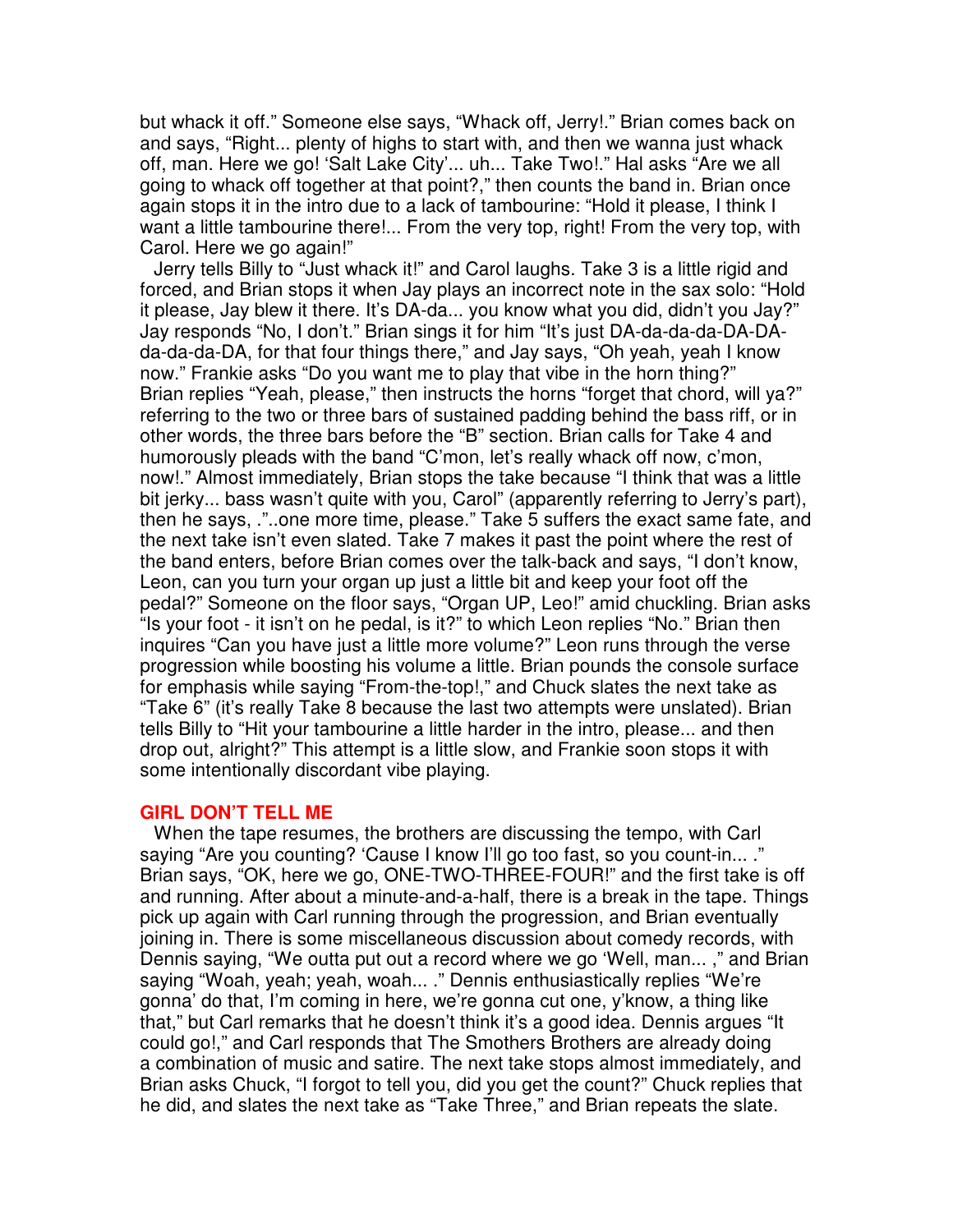but whack it off." Someone else says, "Whack off, Jerry!." Brian comes back on and says, "Right... plenty of highs to start with, and then we wanna just whack off, man. Here we go! 'Salt Lake City'... uh... Take Two!." Hal asks "Are we all going to whack off together at that point?," then counts the band in. Brian once again stops it in the intro due to a lack of tambourine: "Hold it please, I think I want a little tambourine there!... From the very top, right! From the very top, with Carol. Here we go again!"

Jerry tells Billy to "Just whack it!" and Carol laughs. Take 3 is a little rigid and forced, and Brian stops it when Jay plays an incorrect note in the sax solo: "Hold it please, Jay blew it there. It's DA-da... you know what you did, didn't you Jay?" Jay responds "No, I don't." Brian sings it for him "It's just DA-da-da-da-DA-DA-da-da-da-DA, for that four things there," and Jay says, "Oh yeah, yeah I know now." Frankie asks "Do you want me to play that vibe in the horn thing?" Brian replies "Yeah, please," then instructs the horns "forget that chord, will ya?" referring to the two or three bars of sustained padding behind the bass riff, or in other words, the three bars before the "B" section. Brian calls for Take 4 and humorously pleads with the band "C'mon, let's really whack off now, c'mon, now!." Almost immediately, Brian stops the take because "I think that was a little bit jerky... bass wasn't quite with you, Carol" (apparently referring to Jerry's part), then he says, ."..one more time, please." Take 5 suffers the exact same fate, and the next take isn't even slated. Take 7 makes it past the point where the rest of the band enters, before Brian comes over the talk-back and says, "I don't know, Leon, can you turn your organ up just a little bit and keep your foot off the pedal?" Someone on the floor says, "Organ UP, Leo!" amid chuckling. Brian asks "Is your foot - it isn't on he pedal, is it?" to which Leon replies "No." Brian then inquires "Can you have just a little more volume?" Leon runs through the verse progression while boosting his volume a little. Brian pounds the console surface for emphasis while saying "From-the-top!," and Chuck slates the next take as "Take 6" (it's really Take 8 because the last two attempts were unslated). Brian tells Billy to "Hit your tambourine a little harder in the intro, please... and then drop out, alright?" This attempt is a little slow, and Frankie soon stops it with some intentionally discordant vibe playing.

### GIRL DON'T TELL ME

When the tape resumes, the brothers are discussing the tempo, with Carl saying "Are you counting? 'Cause I know I'll go too fast, so you count-in... ." Brian says, "OK, here we go, ONE-TWO-THREE-FOUR!" and the first take is off and running. After about a minute-and-a-half, there is a break in the tape. Things pick up again with Carl running through the progression, and Brian eventually joining in. There is some miscellaneous discussion about comedy records, with Dennis saying, "We outta put out a record where we go 'Well, man... ," and Brian saying "Woah, yeah; yeah, woah... ." Dennis enthusiastically replies "We're gonna' do that, I'm coming in here, we're gonna cut one, y'know, a thing like that," but Carl remarks that he doesn't think it's a good idea. Dennis argues "It could go!," and Carl responds that The Smothers Brothers are already doing a combination of music and satire. The next take stops almost immediately, and Brian asks Chuck, "I forgot to tell you, did you get the count?" Chuck replies that he did, and slates the next take as "Take Three," and Brian repeats the slate.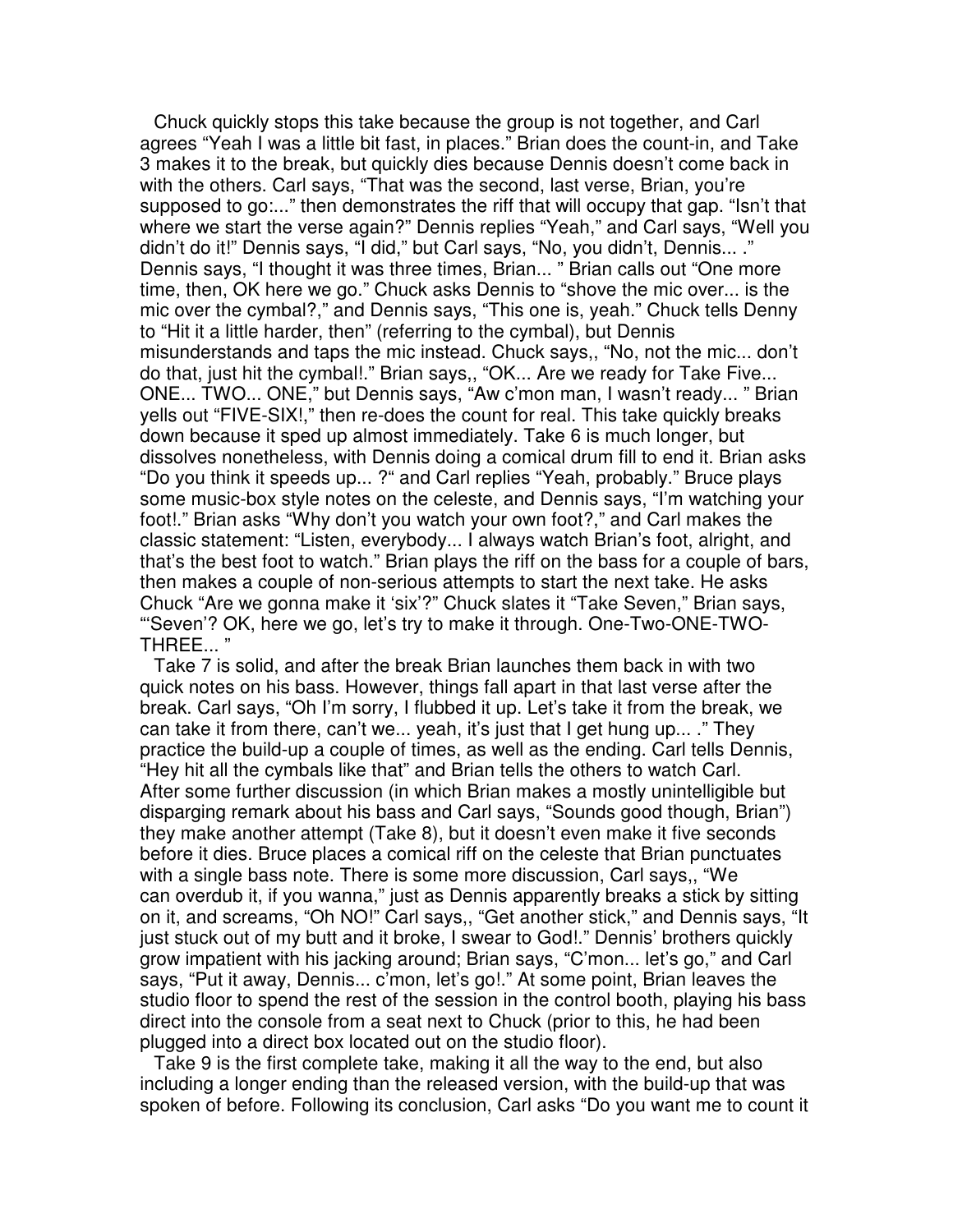Chuck quickly stops this take because the group is not together, and Carl agrees "Yeah I was a little bit fast, in places." Brian does the count-in, and Take 3 makes it to the break, but quickly dies because Dennis doesn't come back in with the others. Carl says, "That was the second, last verse, Brian, you're supposed to go:..." then demonstrates the riff that will occupy that gap. "Isn't that where we start the verse again?" Dennis replies "Yeah," and Carl says, "Well you didn't do it!" Dennis says, "I did," but Carl says, "No, you didn't, Dennis... ." Dennis says, "I thought it was three times, Brian... " Brian calls out "One more time, then, OK here we go." Chuck asks Dennis to "shove the mic over... is the mic over the cymbal?," and Dennis says, "This one is, yeah." Chuck tells Denny to "Hit it a little harder, then" (referring to the cymbal), but Dennis misunderstands and taps the mic instead. Chuck says,, "No, not the mic... don't do that, just hit the cymbal!." Brian says,, "OK... Are we ready for Take Five... ONE... TWO... ONE," but Dennis says, "Aw c'mon man, I wasn't ready... " Brian yells out "FIVE-SIX!," then re-does the count for real. This take quickly breaks down because it sped up almost immediately. Take 6 is much longer, but dissolves nonetheless, with Dennis doing a comical drum fill to end it. Brian asks "Do you think it speeds up... ?" and Carl replies "Yeah, probably." Bruce plays some music-box style notes on the celeste, and Dennis says, "I'm watching your foot!." Brian asks "Why don't you watch your own foot?," and Carl makes the classic statement: "Listen, everybody... I always watch Brian's foot, alright, and that's the best foot to watch." Brian plays the riff on the bass for a couple of bars, then makes a couple of non-serious attempts to start the next take. He asks Chuck "Are we gonna make it 'six'?" Chuck slates it "Take Seven," Brian says, "'Seven'? OK, here we go, let's try to make it through. One-Two-ONE-TWO-THREE... "

Take 7 is solid, and after the break Brian launches them back in with two quick notes on his bass. However, things fall apart in that last verse after the break. Carl says, "Oh I'm sorry, I flubbed it up. Let's take it from the break, we can take it from there, can't we... yeah, it's just that I get hung up... ." They practice the build-up a couple of times, as well as the ending. Carl tells Dennis, "Hey hit all the cymbals like that" and Brian tells the others to watch Carl. After some further discussion (in which Brian makes a mostly unintelligible but disparging remark about his bass and Carl says, "Sounds good though, Brian") they make another attempt (Take 8), but it doesn't even make it five seconds before it dies. Bruce places a comical riff on the celeste that Brian punctuates with a single bass note. There is some more discussion, Carl says,, "We can overdub it, if you wanna," just as Dennis apparently breaks a stick by sitting on it, and screams, "Oh NO!" Carl says,, "Get another stick," and Dennis says, "It just stuck out of my butt and it broke, I swear to God!." Dennis' brothers quickly grow impatient with his jacking around; Brian says, "C'mon... let's go," and Carl says, "Put it away, Dennis... c'mon, let's go!." At some point, Brian leaves the studio floor to spend the rest of the session in the control booth, playing his bass direct into the console from a seat next to Chuck (prior to this, he had been plugged into a direct box located out on the studio floor).

Take 9 is the first complete take, making it all the way to the end, but also including a longer ending than the released version, with the build-up that was spoken of before. Following its conclusion, Carl asks "Do you want me to count it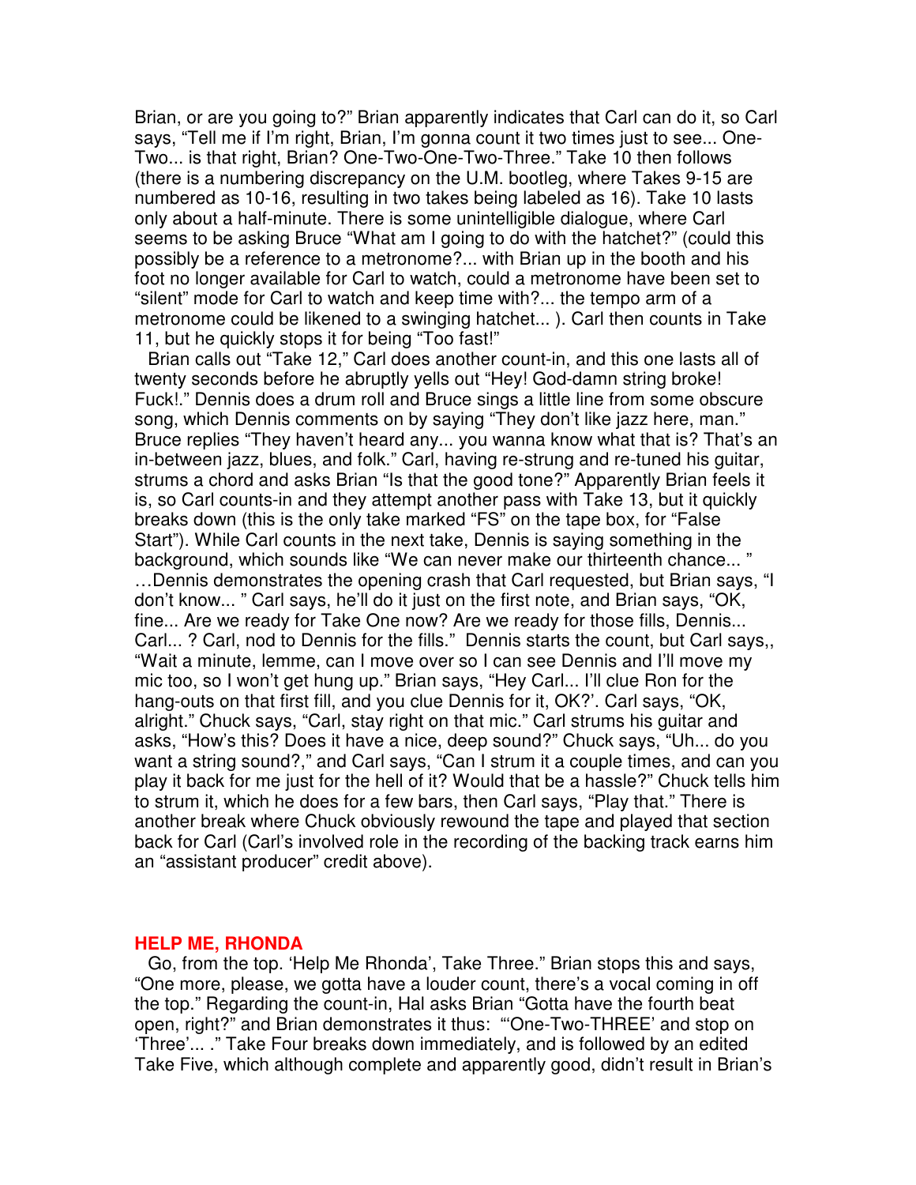Brian, or are you going to?" Brian apparently indicates that Carl can do it, so Carl says, "Tell me if I'm right, Brian, I'm gonna count it two times just to see... One-Two... is that right, Brian? One-Two-One-Two-Three." Take 10 then follows (there is a numbering discrepancy on the U.M. bootleg, where Takes 9-15 are numbered as 10-16, resulting in two takes being labeled as 16). Take 10 lasts only about a half-minute. There is some unintelligible dialogue, where Carl seems to be asking Bruce "What am I going to do with the hatchet?" (could this possibly be a reference to a metronome?... with Brian up in the booth and his foot no longer available for Carl to watch, could a metronome have been set to "silent" mode for Carl to watch and keep time with?... the tempo arm of a metronome could be likened to a swinging hatchet... ). Carl then counts in Take 11, but he quickly stops it for being "Too fast!"

Brian calls out "Take 12," Carl does another count-in, and this one lasts all of twenty seconds before he abruptly yells out "Hey! God-damn string broke! Fuck!." Dennis does a drum roll and Bruce sings a little line from some obscure song, which Dennis comments on by saying "They don't like jazz here, man." Bruce replies "They haven't heard any... you wanna know what that is? That's an in-between jazz, blues, and folk." Carl, having re-strung and re-tuned his guitar, strums a chord and asks Brian "Is that the good tone?" Apparently Brian feels it is, so Carl counts-in and they attempt another pass with Take 13, but it quickly breaks down (this is the only take marked "FS" on the tape box, for "False Start"). While Carl counts in the next take, Dennis is saying something in the background, which sounds like "We can never make our thirteenth chance... " …Dennis demonstrates the opening crash that Carl requested, but Brian says, "I don't know... " Carl says, he'll do it just on the first note, and Brian says, "OK, fine... Are we ready for Take One now? Are we ready for those fills, Dennis... Carl... ? Carl, nod to Dennis for the fills." Dennis starts the count, but Carl says,, "Wait a minute, lemme, can I move over so I can see Dennis and I'll move my mic too, so I won't get hung up." Brian says, "Hey Carl... I'll clue Ron for the hang-outs on that first fill, and you clue Dennis for it, OK?'. Carl says, "OK, alright." Chuck says, "Carl, stay right on that mic." Carl strums his guitar and asks, "How's this? Does it have a nice, deep sound?" Chuck says, "Uh... do you want a string sound?," and Carl says, "Can I strum it a couple times, and can you play it back for me just for the hell of it? Would that be a hassle?" Chuck tells him to strum it, which he does for a few bars, then Carl says, "Play that." There is another break where Chuck obviously rewound the tape and played that section back for Carl (Carl's involved role in the recording of the backing track earns him an "assistant producer" credit above).

## HELP ME, RHONDA

Go, from the top. 'Help Me Rhonda', Take Three." Brian stops this and says, "One more, please, we gotta have a louder count, there's a vocal coming in off the top." Regarding the count-in, Hal asks Brian "Gotta have the fourth beat open, right?" and Brian demonstrates it thus: "'One-Two-THREE' and stop on 'Three'... ." Take Four breaks down immediately, and is followed by an edited Take Five, which although complete and apparently good, didn't result in Brian's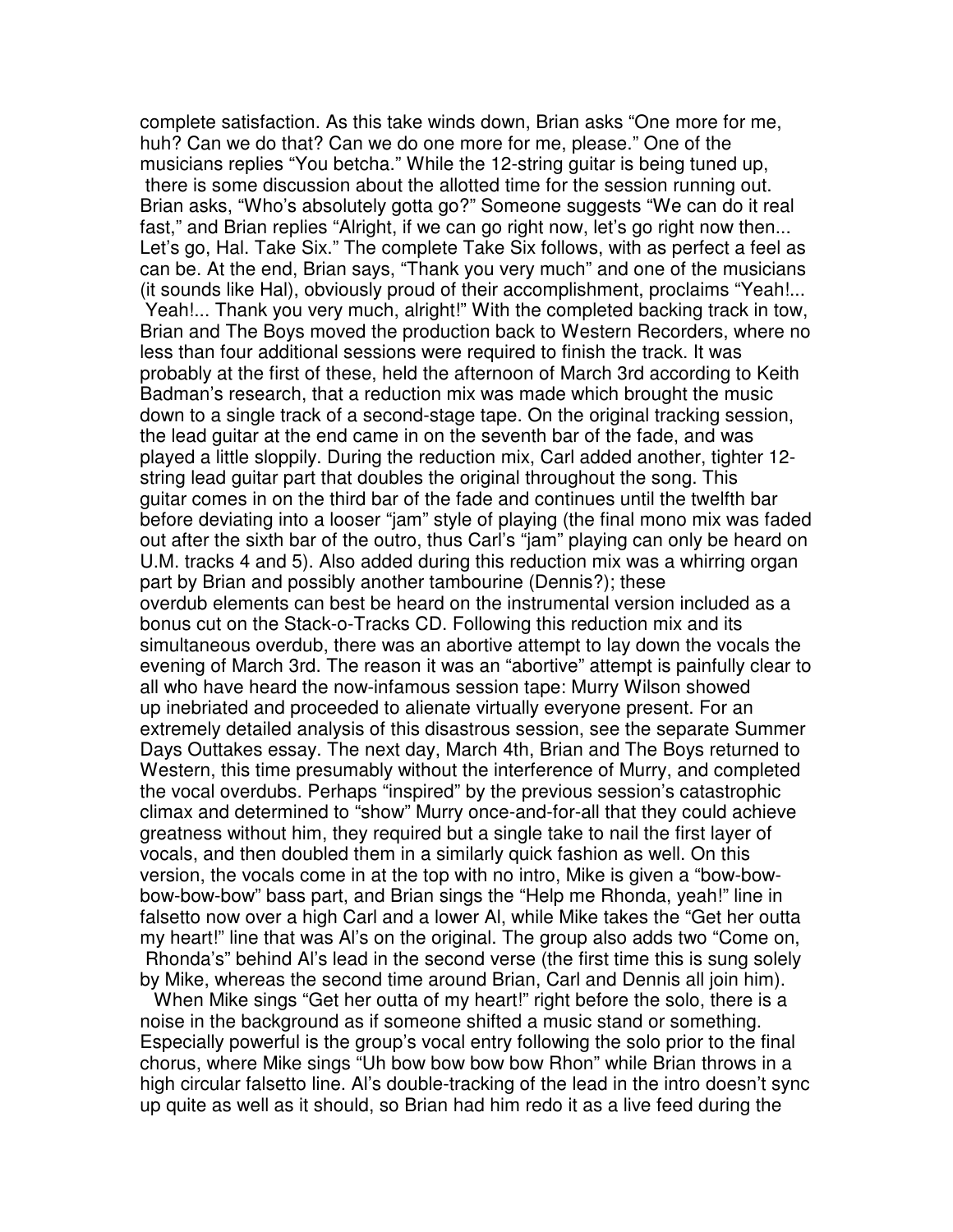complete satisfaction. As this take winds down, Brian asks "One more for me, huh? Can we do that? Can we do one more for me, please." One of the musicians replies "You betcha." While the 12-string guitar is being tuned up, there is some discussion about the allotted time for the session running out. Brian asks, "Who's absolutely gotta go?" Someone suggests "We can do it real fast," and Brian replies "Alright, if we can go right now, let's go right now then... Let's go, Hal. Take Six." The complete Take Six follows, with as perfect a feel as can be. At the end, Brian says, "Thank you very much" and one of the musicians (it sounds like Hal), obviously proud of their accomplishment, proclaims "Yeah!... Yeah!... Thank you very much, alright!" With the completed backing track in tow, Brian and The Boys moved the production back to Western Recorders, where no less than four additional sessions were required to finish the track. It was probably at the first of these, held the afternoon of March 3rd according to Keith Badman's research, that a reduction mix was made which brought the music down to a single track of a second-stage tape. On the original tracking session, the lead guitar at the end came in on the seventh bar of the fade, and was played a little sloppily. During the reduction mix, Carl added another, tighter 12-string lead guitar part that doubles the original throughout the song. This guitar comes in on the third bar of the fade and continues until the twelfth bar before deviating into a looser "jam" style of playing (the final mono mix was faded out after the sixth bar of the outro, thus Carl's "jam" playing can only be heard on U.M. tracks 4 and 5). Also added during this reduction mix was a whirring organ part by Brian and possibly another tambourine (Dennis?); these overdub elements can best be heard on the instrumental version included as a bonus cut on the Stack-o-Tracks CD. Following this reduction mix and its simultaneous overdub, there was an abortive attempt to lay down the vocals the evening of March 3rd. The reason it was an "abortive" attempt is painfully clear to all who have heard the now-infamous session tape: Murry Wilson showed up inebriated and proceeded to alienate virtually everyone present. For an extremely detailed analysis of this disastrous session, see the separate Summer Days Outtakes essay. The next day, March 4th, Brian and The Boys returned to Western, this time presumably without the interference of Murry, and completed the vocal overdubs. Perhaps "inspired" by the previous session's catastrophic climax and determined to "show" Murry once-and-for-all that they could achieve greatness without him, they required but a single take to nail the first layer of vocals, and then doubled them in a similarly quick fashion as well. On this version, the vocals come in at the top with no intro, Mike is given a "bow-bow-bow-bow-bow" bass part, and Brian sings the "Help me Rhonda, yeah!" line in falsetto now over a high Carl and a lower Al, while Mike takes the "Get her outta my heart!" line that was Al's on the original. The group also adds two "Come on, Rhonda's" behind Al's lead in the second verse (the first time this is sung solely by Mike, whereas the second time around Brian, Carl and Dennis all join him).

When Mike sings "Get her outta of my heart!" right before the solo, there is a noise in the background as if someone shifted a music stand or something. Especially powerful is the group's vocal entry following the solo prior to the final chorus, where Mike sings "Uh bow bow bow bow Rhon" while Brian throws in a high circular falsetto line. Al's double-tracking of the lead in the intro doesn't sync up quite as well as it should, so Brian had him redo it as a live feed during the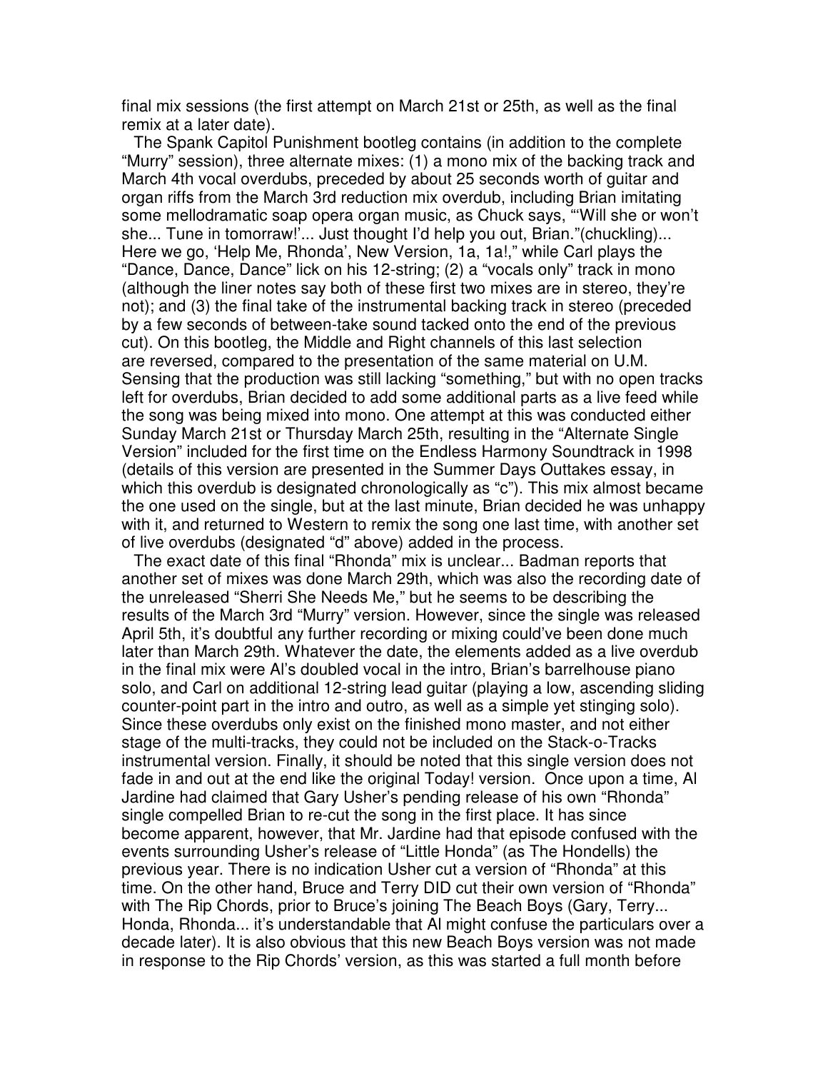final mix sessions (the first attempt on March 21st or 25th, as well as the final remix at a later date).

The Spank Capitol Punishment bootleg contains (in addition to the complete "Murry" session), three alternate mixes: (1) a mono mix of the backing track and March 4th vocal overdubs, preceded by about 25 seconds worth of guitar and organ riffs from the March 3rd reduction mix overdub, including Brian imitating some mellodramatic soap opera organ music, as Chuck says, "'Will she or won't she... Tune in tomorraw!'... Just thought I'd help you out, Brian."(chuckling)... Here we go, 'Help Me, Rhonda', New Version, 1a, 1a!," while Carl plays the "Dance, Dance, Dance" lick on his 12-string; (2) a "vocals only" track in mono (although the liner notes say both of these first two mixes are in stereo, they're not); and (3) the final take of the instrumental backing track in stereo (preceded by a few seconds of between-take sound tacked onto the end of the previous cut). On this bootleg, the Middle and Right channels of this last selection are reversed, compared to the presentation of the same material on U.M. Sensing that the production was still lacking "something," but with no open tracks left for overdubs, Brian decided to add some additional parts as a live feed while the song was being mixed into mono. One attempt at this was conducted either Sunday March 21st or Thursday March 25th, resulting in the "Alternate Single Version" included for the first time on the Endless Harmony Soundtrack in 1998 (details of this version are presented in the Summer Days Outtakes essay, in which this overdub is designated chronologically as "c"). This mix almost became the one used on the single, but at the last minute, Brian decided he was unhappy with it, and returned to Western to remix the song one last time, with another set of live overdubs (designated "d" above) added in the process.

The exact date of this final "Rhonda" mix is unclear... Badman reports that another set of mixes was done March 29th, which was also the recording date of the unreleased "Sherri She Needs Me," but he seems to be describing the results of the March 3rd "Murry" version. However, since the single was released April 5th, it's doubtful any further recording or mixing could've been done much later than March 29th. Whatever the date, the elements added as a live overdub in the final mix were Al's doubled vocal in the intro, Brian's barrelhouse piano solo, and Carl on additional 12-string lead guitar (playing a low, ascending sliding counter-point part in the intro and outro, as well as a simple yet stinging solo). Since these overdubs only exist on the finished mono master, and not either stage of the multi-tracks, they could not be included on the Stack-o-Tracks instrumental version. Finally, it should be noted that this single version does not fade in and out at the end like the original Today! version. Once upon a time, Al Jardine had claimed that Gary Usher's pending release of his own "Rhonda" single compelled Brian to re-cut the song in the first place. It has since become apparent, however, that Mr. Jardine had that episode confused with the events surrounding Usher's release of "Little Honda" (as The Hondells) the previous year. There is no indication Usher cut a version of "Rhonda" at this time. On the other hand, Bruce and Terry DID cut their own version of "Rhonda" with The Rip Chords, prior to Bruce's joining The Beach Boys (Gary, Terry... Honda, Rhonda... it's understandable that Al might confuse the particulars over a decade later). It is also obvious that this new Beach Boys version was not made in response to the Rip Chords' version, as this was started a full month before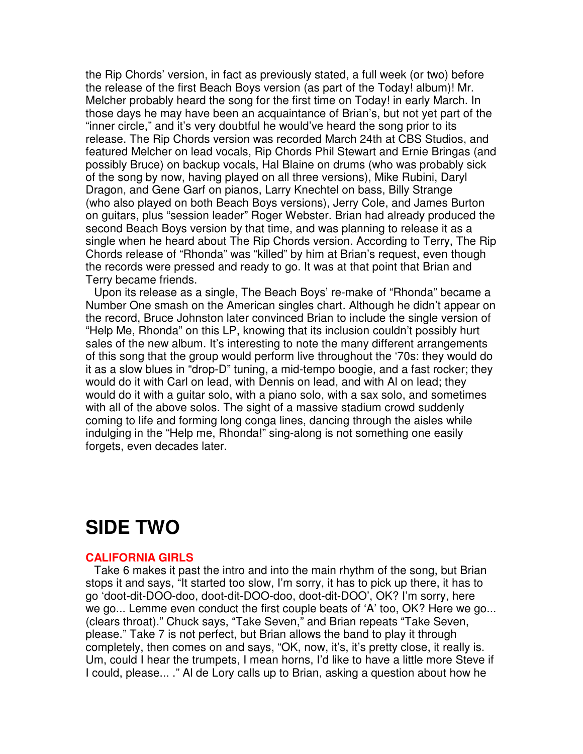the Rip Chords' version, in fact as previously stated, a full week (or two) before the release of the first Beach Boys version (as part of the Today! album)! Mr. Melcher probably heard the song for the first time on Today! in early March. In those days he may have been an acquaintance of Brian's, but not yet part of the "inner circle," and it's very doubtful he would've heard the song prior to its release. The Rip Chords version was recorded March 24th at CBS Studios, and featured Melcher on lead vocals, Rip Chords Phil Stewart and Ernie Bringas (and possibly Bruce) on backup vocals, Hal Blaine on drums (who was probably sick of the song by now, having played on all three versions), Mike Rubini, Daryl Dragon, and Gene Garf on pianos, Larry Knechtel on bass, Billy Strange (who also played on both Beach Boys versions), Jerry Cole, and James Burton on guitars, plus "session leader" Roger Webster. Brian had already produced the second Beach Boys version by that time, and was planning to release it as a single when he heard about The Rip Chords version. According to Terry, The Rip Chords release of "Rhonda" was "killed" by him at Brian's request, even though the records were pressed and ready to go. It was at that point that Brian and Terry became friends.

Upon its release as a single, The Beach Boys' re-make of "Rhonda" became a Number One smash on the American singles chart. Although he didn't appear on the record, Bruce Johnston later convinced Brian to include the single version of "Help Me, Rhonda" on this LP, knowing that its inclusion couldn't possibly hurt sales of the new album. It's interesting to note the many different arrangements of this song that the group would perform live throughout the '70s: they would do it as a slow blues in "drop-D" tuning, a mid-tempo boogie, and a fast rocker; they would do it with Carl on lead, with Dennis on lead, and with Al on lead; they would do it with a guitar solo, with a piano solo, with a sax solo, and sometimes with all of the above solos. The sight of a massive stadium crowd suddenly coming to life and forming long conga lines, dancing through the aisles while indulging in the "Help me, Rhonda!" sing-along is not something one easily forgets, even decades later.

# SIDE TWO

### CALIFORNIA GIRLS

Take 6 makes it past the intro and into the main rhythm of the song, but Brian stops it and says, "It started too slow, I'm sorry, it has to pick up there, it has to go 'doot-dit-DOO-doo, doot-dit-DOO-doo, doot-dit-DOO', OK? I'm sorry, here we go... Lemme even conduct the first couple beats of 'A' too, OK? Here we go... (clears throat)." Chuck says, "Take Seven," and Brian repeats "Take Seven, please." Take 7 is not perfect, but Brian allows the band to play it through completely, then comes on and says, "OK, now, it's, it's pretty close, it really is. Um, could I hear the trumpets, I mean horns, I'd like to have a little more Steve if I could, please... ." Al de Lory calls up to Brian, asking a question about how he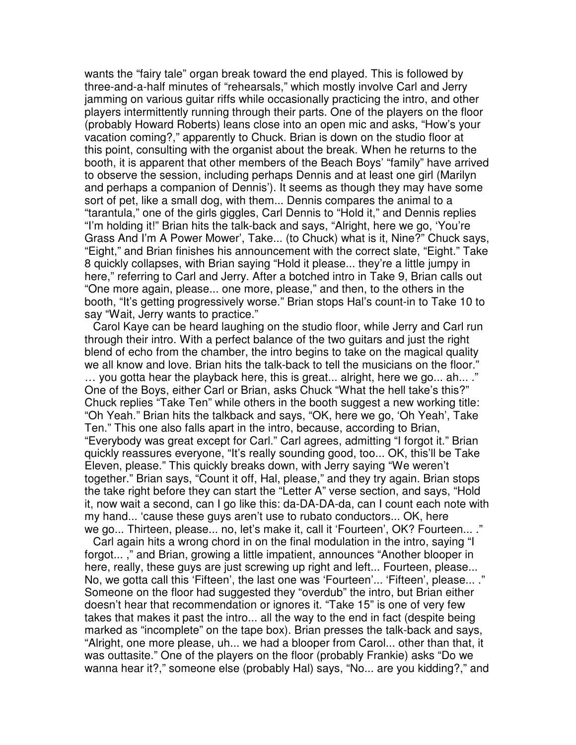wants the "fairy tale" organ break toward the end played. This is followed by three-and-a-half minutes of "rehearsals," which mostly involve Carl and Jerry jamming on various guitar riffs while occasionally practicing the intro, and other players intermittently running through their parts. One of the players on the floor (probably Howard Roberts) leans close into an open mic and asks, "How's your vacation coming?," apparently to Chuck. Brian is down on the studio floor at this point, consulting with the organist about the break. When he returns to the booth, it is apparent that other members of the Beach Boys' "family" have arrived to observe the session, including perhaps Dennis and at least one girl (Marilyn and perhaps a companion of Dennis'). It seems as though they may have some sort of pet, like a small dog, with them... Dennis compares the animal to a "tarantula," one of the girls giggles, Carl Dennis to "Hold it," and Dennis replies "I'm holding it!" Brian hits the talk-back and says, "Alright, here we go, 'You're Grass And I'm A Power Mower', Take... (to Chuck) what is it, Nine?" Chuck says, "Eight," and Brian finishes his announcement with the correct slate, "Eight." Take 8 quickly collapses, with Brian saying "Hold it please... they're a little jumpy in here," referring to Carl and Jerry. After a botched intro in Take 9, Brian calls out "One more again, please... one more, please," and then, to the others in the booth, "It's getting progressively worse." Brian stops Hal's count-in to Take 10 to say "Wait, Jerry wants to practice."

Carol Kaye can be heard laughing on the studio floor, while Jerry and Carl run through their intro. With a perfect balance of the two guitars and just the right blend of echo from the chamber, the intro begins to take on the magical quality we all know and love. Brian hits the talk-back to tell the musicians on the floor." … you gotta hear the playback here, this is great... alright, here we go... ah... ." One of the Boys, either Carl or Brian, asks Chuck "What the hell take's this?" Chuck replies "Take Ten" while others in the booth suggest a new working title: "Oh Yeah." Brian hits the talkback and says, "OK, here we go, 'Oh Yeah', Take Ten." This one also falls apart in the intro, because, according to Brian, "Everybody was great except for Carl." Carl agrees, admitting "I forgot it." Brian quickly reassures everyone, "It's really sounding good, too... OK, this'll be Take Eleven, please." This quickly breaks down, with Jerry saying "We weren't together." Brian says, "Count it off, Hal, please," and they try again. Brian stops the take right before they can start the "Letter A" verse section, and says, "Hold it, now wait a second, can I go like this: da-DA-DA-da, can I count each note with my hand... 'cause these guys aren't use to rubato conductors... OK, here we go... Thirteen, please... no, let's make it, call it 'Fourteen', OK? Fourteen... ."

Carl again hits a wrong chord in on the final modulation in the intro, saying "I forgot... ," and Brian, growing a little impatient, announces "Another blooper in here, really, these guys are just screwing up right and left... Fourteen, please... No, we gotta call this 'Fifteen', the last one was 'Fourteen'... 'Fifteen', please... ." Someone on the floor had suggested they "overdub" the intro, but Brian either doesn't hear that recommendation or ignores it. "Take 15" is one of very few takes that makes it past the intro... all the way to the end in fact (despite being marked as "incomplete" on the tape box). Brian presses the talk-back and says, "Alright, one more please, uh... we had a blooper from Carol... other than that, it was outtasite." One of the players on the floor (probably Frankie) asks "Do we wanna hear it?," someone else (probably Hal) says, "No... are you kidding?," and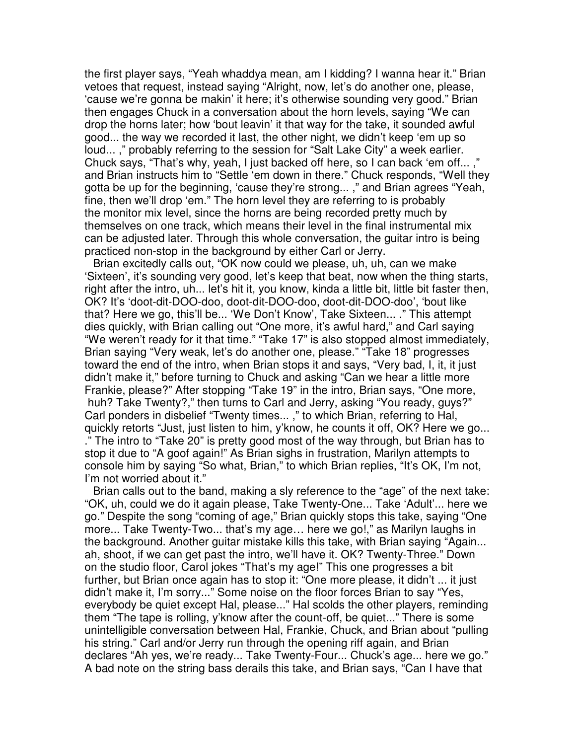the first player says, "Yeah whaddya mean, am I kidding? I wanna hear it." Brian vetoes that request, instead saying "Alright, now, let's do another one, please, 'cause we're gonna be makin' it here; it's otherwise sounding very good." Brian then engages Chuck in a conversation about the horn levels, saying "We can drop the horns later; how 'bout leavin' it that way for the take, it sounded awful good... the way we recorded it last, the other night, we didn't keep 'em up so loud... ," probably referring to the session for "Salt Lake City" a week earlier. Chuck says, "That's why, yeah, I just backed off here, so I can back 'em off... ," and Brian instructs him to "Settle 'em down in there." Chuck responds, "Well they gotta be up for the beginning, 'cause they're strong... ," and Brian agrees "Yeah, fine, then we'll drop 'em." The horn level they are referring to is probably the monitor mix level, since the horns are being recorded pretty much by themselves on one track, which means their level in the final instrumental mix can be adjusted later. Through this whole conversation, the guitar intro is being practiced non-stop in the background by either Carl or Jerry.

Brian excitedly calls out, "OK now could we please, uh, uh, can we make 'Sixteen', it's sounding very good, let's keep that beat, now when the thing starts, right after the intro, uh... let's hit it, you know, kinda a little bit, little bit faster then, OK? It's 'doot-dit-DOO-doo, doot-dit-DOO-doo, doot-dit-DOO-doo', 'bout like that? Here we go, this'll be... 'We Don't Know', Take Sixteen... ." This attempt dies quickly, with Brian calling out "One more, it's awful hard," and Carl saying "We weren't ready for it that time." "Take 17" is also stopped almost immediately, Brian saying "Very weak, let's do another one, please." "Take 18" progresses toward the end of the intro, when Brian stops it and says, "Very bad, I, it, it just didn't make it," before turning to Chuck and asking "Can we hear a little more Frankie, please?" After stopping "Take 19" in the intro, Brian says, "One more, huh? Take Twenty?," then turns to Carl and Jerry, asking "You ready, guys?" Carl ponders in disbelief "Twenty times... ," to which Brian, referring to Hal, quickly retorts "Just, just listen to him, y'know, he counts it off, OK? Here we go... ." The intro to "Take 20" is pretty good most of the way through, but Brian has to stop it due to "A goof again!" As Brian sighs in frustration, Marilyn attempts to console him by saying "So what, Brian," to which Brian replies, "It's OK, I'm not, I'm not worried about it."

Brian calls out to the band, making a sly reference to the "age" of the next take: "OK, uh, could we do it again please, Take Twenty-One... Take 'Adult'... here we go." Despite the song "coming of age," Brian quickly stops this take, saying "One more... Take Twenty-Two... that's my age… here we go!," as Marilyn laughs in the background. Another guitar mistake kills this take, with Brian saying "Again... ah, shoot, if we can get past the intro, we'll have it. OK? Twenty-Three." Down on the studio floor, Carol jokes "That's my age!" This one progresses a bit further, but Brian once again has to stop it: "One more please, it didn't ... it just didn't make it, I'm sorry..." Some noise on the floor forces Brian to say "Yes, everybody be quiet except Hal, please..." Hal scolds the other players, reminding them "The tape is rolling, y'know after the count-off, be quiet..." There is some unintelligible conversation between Hal, Frankie, Chuck, and Brian about "pulling his string." Carl and/or Jerry run through the opening riff again, and Brian declares "Ah yes, we're ready... Take Twenty-Four... Chuck's age... here we go." A bad note on the string bass derails this take, and Brian says, "Can I have that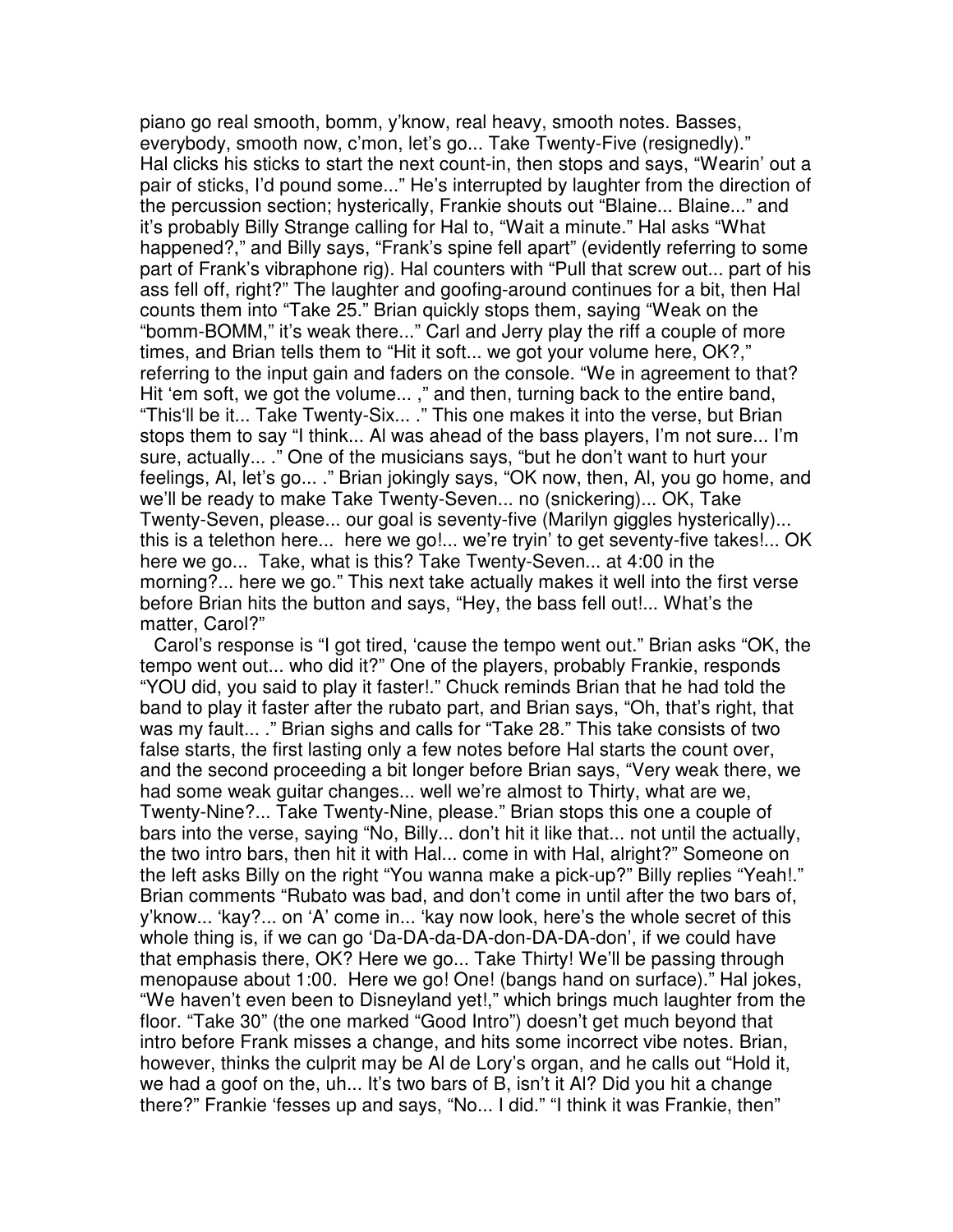piano go real smooth, bomm, y'know, real heavy, smooth notes. Basses, everybody, smooth now, c'mon, let's go... Take Twenty-Five (resignedly)." Hal clicks his sticks to start the next count-in, then stops and says, "Wearin' out a pair of sticks, I'd pound some..." He's interrupted by laughter from the direction of the percussion section; hysterically, Frankie shouts out "Blaine... Blaine..." and it's probably Billy Strange calling for Hal to, "Wait a minute." Hal asks "What happened?," and Billy says, "Frank's spine fell apart" (evidently referring to some part of Frank's vibraphone rig). Hal counters with "Pull that screw out... part of his ass fell off, right?" The laughter and goofing-around continues for a bit, then Hal counts them into "Take 25." Brian quickly stops them, saying "Weak on the "bomm-BOMM," it's weak there..." Carl and Jerry play the riff a couple of more times, and Brian tells them to "Hit it soft... we got your volume here, OK?," referring to the input gain and faders on the console. "We in agreement to that? Hit 'em soft, we got the volume... ," and then, turning back to the entire band, "This'll be it... Take Twenty-Six... ." This one makes it into the verse, but Brian stops them to say "I think... Al was ahead of the bass players, I'm not sure... I'm sure, actually... ." One of the musicians says, "but he don't want to hurt your feelings, Al, let's go... ." Brian jokingly says, "OK now, then, Al, you go home, and we'll be ready to make Take Twenty-Seven... no (snickering)... OK, Take Twenty-Seven, please... our goal is seventy-five (Marilyn giggles hysterically)... this is a telethon here... here we go!... we're tryin' to get seventy-five takes!... OK here we go... Take, what is this? Take Twenty-Seven... at 4:00 in the morning?... here we go." This next take actually makes it well into the first verse before Brian hits the button and says, "Hey, the bass fell out!... What's the matter, Carol?"

Carol's response is "I got tired, 'cause the tempo went out." Brian asks "OK, the tempo went out... who did it?" One of the players, probably Frankie, responds "YOU did, you said to play it faster!." Chuck reminds Brian that he had told the band to play it faster after the rubato part, and Brian says, "Oh, that's right, that was my fault... ." Brian sighs and calls for "Take 28." This take consists of two false starts, the first lasting only a few notes before Hal starts the count over, and the second proceeding a bit longer before Brian says, "Very weak there, we had some weak guitar changes... well we're almost to Thirty, what are we, Twenty-Nine?... Take Twenty-Nine, please." Brian stops this one a couple of bars into the verse, saying "No, Billy... don't hit it like that... not until the actually, the two intro bars, then hit it with Hal... come in with Hal, alright?" Someone on the left asks Billy on the right "You wanna make a pick-up?" Billy replies "Yeah!." Brian comments "Rubato was bad, and don't come in until after the two bars of, y'know... 'kay?... on 'A' come in... 'kay now look, here's the whole secret of this whole thing is, if we can go 'Da-DA-da-DA-don-DA-DA-don', if we could have that emphasis there, OK? Here we go... Take Thirty! We'll be passing through menopause about 1:00. Here we go! One! (bangs hand on surface)." Hal jokes, "We haven't even been to Disneyland yet!," which brings much laughter from the floor. "Take 30" (the one marked "Good Intro") doesn't get much beyond that intro before Frank misses a change, and hits some incorrect vibe notes. Brian, however, thinks the culprit may be Al de Lory's organ, and he calls out "Hold it, we had a goof on the, uh... It's two bars of B, isn't it Al? Did you hit a change there?" Frankie 'fesses up and says, "No... I did." "I think it was Frankie, then"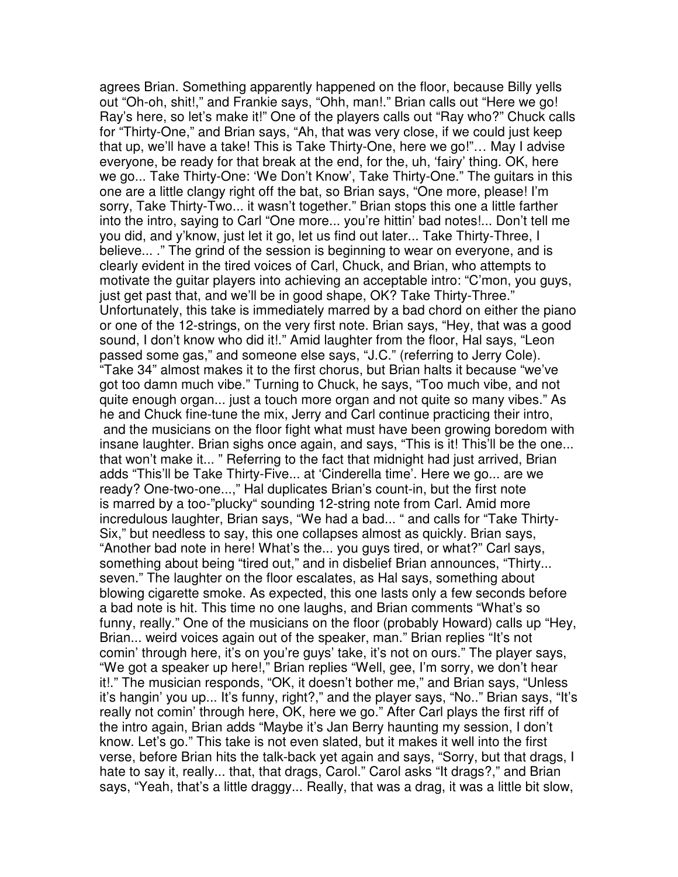agrees Brian. Something apparently happened on the floor, because Billy yells out "Oh-oh, shit!," and Frankie says, "Ohh, man!." Brian calls out "Here we go! Ray's here, so let's make it!" One of the players calls out "Ray who?" Chuck calls for "Thirty-One," and Brian says, "Ah, that was very close, if we could just keep that up, we'll have a take! This is Take Thirty-One, here we go!"… May I advise everyone, be ready for that break at the end, for the, uh, 'fairy' thing. OK, here we go... Take Thirty-One: 'We Don't Know', Take Thirty-One." The guitars in this one are a little clangy right off the bat, so Brian says, "One more, please! I'm sorry, Take Thirty-Two... it wasn't together." Brian stops this one a little farther into the intro, saying to Carl "One more... you're hittin' bad notes!... Don't tell me you did, and y'know, just let it go, let us find out later... Take Thirty-Three, I believe... ." The grind of the session is beginning to wear on everyone, and is clearly evident in the tired voices of Carl, Chuck, and Brian, who attempts to motivate the guitar players into achieving an acceptable intro: "C'mon, you guys, just get past that, and we'll be in good shape, OK? Take Thirty-Three." Unfortunately, this take is immediately marred by a bad chord on either the piano or one of the 12-strings, on the very first note. Brian says, "Hey, that was a good sound, I don't know who did it!." Amid laughter from the floor, Hal says, "Leon passed some gas," and someone else says, "J.C." (referring to Jerry Cole). "Take 34" almost makes it to the first chorus, but Brian halts it because "we've got too damn much vibe." Turning to Chuck, he says, "Too much vibe, and not quite enough organ... just a touch more organ and not quite so many vibes." As he and Chuck fine-tune the mix, Jerry and Carl continue practicing their intro, and the musicians on the floor fight what must have been growing boredom with insane laughter. Brian sighs once again, and says, "This is it! This'll be the one... that won't make it... " Referring to the fact that midnight had just arrived, Brian adds "This'll be Take Thirty-Five... at 'Cinderella time'. Here we go... are we ready? One-two-one...," Hal duplicates Brian's count-in, but the first note is marred by a too-"plucky" sounding 12-string note from Carl. Amid more incredulous laughter, Brian says, "We had a bad... " and calls for "Take Thirty-Six," but needless to say, this one collapses almost as quickly. Brian says, "Another bad note in here! What's the... you guys tired, or what?" Carl says, something about being "tired out," and in disbelief Brian announces, "Thirty... seven." The laughter on the floor escalates, as Hal says, something about blowing cigarette smoke. As expected, this one lasts only a few seconds before a bad note is hit. This time no one laughs, and Brian comments "What's so funny, really." One of the musicians on the floor (probably Howard) calls up "Hey, Brian... weird voices again out of the speaker, man." Brian replies "It's not comin' through here, it's on you're guys' take, it's not on ours." The player says, "We got a speaker up here!," Brian replies "Well, gee, I'm sorry, we don't hear it!." The musician responds, "OK, it doesn't bother me," and Brian says, "Unless it's hangin' you up... It's funny, right?," and the player says, "No.." Brian says, "It's really not comin' through here, OK, here we go." After Carl plays the first riff of the intro again, Brian adds "Maybe it's Jan Berry haunting my session, I don't know. Let's go." This take is not even slated, but it makes it well into the first verse, before Brian hits the talk-back yet again and says, "Sorry, but that drags, I hate to say it, really... that, that drags, Carol." Carol asks "It drags?," and Brian says, "Yeah, that's a little draggy... Really, that was a drag, it was a little bit slow,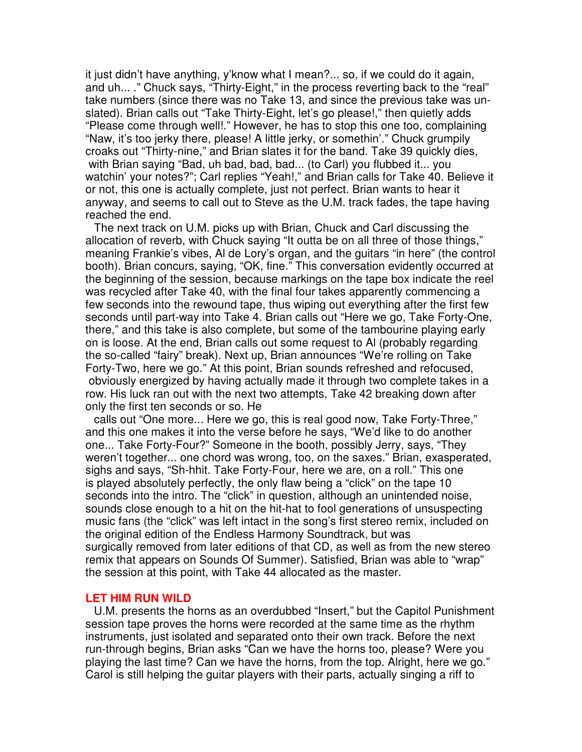it just didn't have anything, y'know what I mean?... so, if we could do it again, and uh... ." Chuck says, "Thirty-Eight," in the process reverting back to the "real" take numbers (since there was no Take 13, and since the previous take was un-slated). Brian calls out "Take Thirty-Eight, let's go please!," then quietly adds "Please come through well!." However, he has to stop this one too, complaining "Naw, it's too jerky there, please! A little jerky, or somethin'." Chuck grumpily croaks out "Thirty-nine," and Brian slates it for the band. Take 39 quickly dies, with Brian saying "Bad, uh bad, bad, bad... (to Carl) you flubbed it... you watchin' your notes?"; Carl replies "Yeah!," and Brian calls for Take 40. Believe it or not, this one is actually complete, just not perfect. Brian wants to hear it anyway, and seems to call out to Steve as the U.M. track fades, the tape having reached the end.

The next track on U.M. picks up with Brian, Chuck and Carl discussing the allocation of reverb, with Chuck saying "It outta be on all three of those things," meaning Frankie's vibes, Al de Lory's organ, and the guitars "in here" (the control booth). Brian concurs, saying, "OK, fine." This conversation evidently occurred at the beginning of the session, because markings on the tape box indicate the reel was recycled after Take 40, with the final four takes apparently commencing a few seconds into the rewound tape, thus wiping out everything after the first few seconds until part-way into Take 4. Brian calls out "Here we go, Take Forty-One, there," and this take is also complete, but some of the tambourine playing early on is loose. At the end, Brian calls out some request to Al (probably regarding the so-called "fairy" break). Next up, Brian announces "We're rolling on Take Forty-Two, here we go." At this point, Brian sounds refreshed and refocused, obviously energized by having actually made it through two complete takes in a row. His luck ran out with the next two attempts, Take 42 breaking down after only the first ten seconds or so. He calls out "One more... Here we go, this is real good now, Take Forty-Three," and this one makes it into the verse before he says, "We'd like to do another one... Take Forty-Four?" Someone in the booth, possibly Jerry, says, "They weren't together... one chord was wrong, too, on the saxes." Brian, exasperated, sighs and says, "Sh-hhit. Take Forty-Four, here we are, on a roll." This one is played absolutely perfectly, the only flaw being a "click" on the tape 10 seconds into the intro. The "click" in question, although an unintended noise, sounds close enough to a hit on the hit-hat to fool generations of unsuspecting music fans (the "click" was left intact in the song's first stereo remix, included on the original edition of the Endless Harmony Soundtrack, but was surgically removed from later editions of that CD, as well as from the new stereo remix that appears on Sounds Of Summer). Satisfied, Brian was able to "wrap" the session at this point, with Take 44 allocated as the master.

## LET HIM RUN WILD

U.M. presents the horns as an overdubbed "Insert," but the Capitol Punishment session tape proves the horns were recorded at the same time as the rhythm instruments, just isolated and separated onto their own track. Before the next run-through begins, Brian asks "Can we have the horns too, please? Were you playing the last time? Can we have the horns, from the top. Alright, here we go." Carol is still helping the guitar players with their parts, actually singing a riff to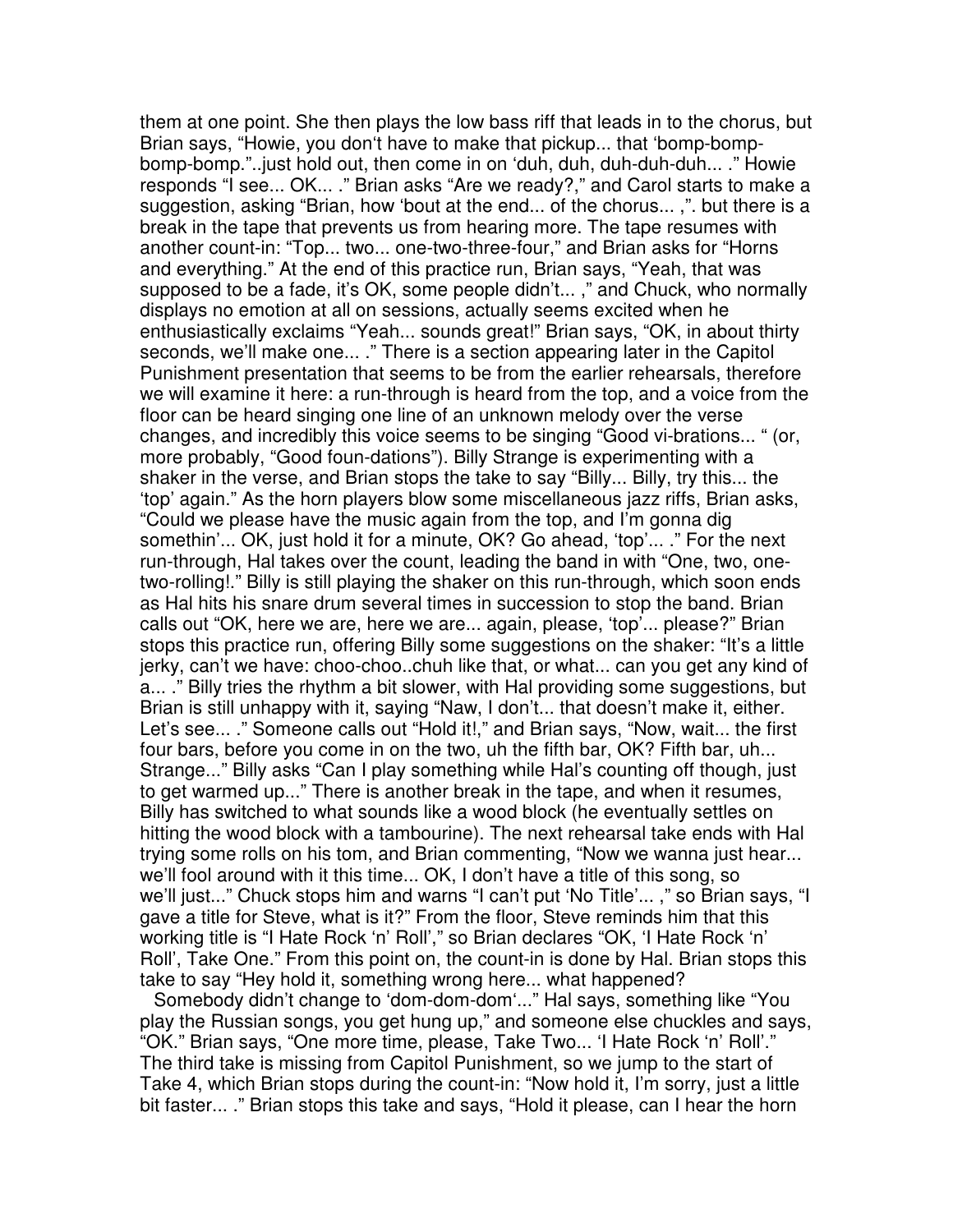them at one point. She then plays the low bass riff that leads in to the chorus, but Brian says, "Howie, you don't have to make that pickup... that 'bomp-bomp-bomp-bomp."..just hold out, then come in on 'duh, duh, duh-duh-duh... ." Howie responds "I see... OK... ." Brian asks "Are we ready?," and Carol starts to make a suggestion, asking "Brian, how 'bout at the end... of the chorus... ,". but there is a break in the tape that prevents us from hearing more. The tape resumes with another count-in: "Top... two... one-two-three-four," and Brian asks for "Horns and everything." At the end of this practice run, Brian says, "Yeah, that was supposed to be a fade, it's OK, some people didn't... ," and Chuck, who normally displays no emotion at all on sessions, actually seems excited when he enthusiastically exclaims "Yeah... sounds great!" Brian says, "OK, in about thirty seconds, we'll make one... ." There is a section appearing later in the Capitol Punishment presentation that seems to be from the earlier rehearsals, therefore we will examine it here: a run-through is heard from the top, and a voice from the floor can be heard singing one line of an unknown melody over the verse changes, and incredibly this voice seems to be singing "Good vi-brations... " (or, more probably, "Good foun-dations"). Billy Strange is experimenting with a shaker in the verse, and Brian stops the take to say "Billy... Billy, try this... the 'top' again." As the horn players blow some miscellaneous jazz riffs, Brian asks, "Could we please have the music again from the top, and I'm gonna dig somethin'... OK, just hold it for a minute, OK? Go ahead, 'top'... ." For the next run-through, Hal takes over the count, leading the band in with "One, two, one-two-rolling!." Billy is still playing the shaker on this run-through, which soon ends as Hal hits his snare drum several times in succession to stop the band. Brian calls out "OK, here we are, here we are... again, please, 'top'... please?" Brian stops this practice run, offering Billy some suggestions on the shaker: "It's a little jerky, can't we have: choo-choo..chuh like that, or what... can you get any kind of a... ." Billy tries the rhythm a bit slower, with Hal providing some suggestions, but Brian is still unhappy with it, saying "Naw, I don't... that doesn't make it, either. Let's see... ." Someone calls out "Hold it!," and Brian says, "Now, wait... the first four bars, before you come in on the two, uh the fifth bar, OK? Fifth bar, uh... Strange..." Billy asks "Can I play something while Hal's counting off though, just to get warmed up..." There is another break in the tape, and when it resumes, Billy has switched to what sounds like a wood block (he eventually settles on hitting the wood block with a tambourine). The next rehearsal take ends with Hal trying some rolls on his tom, and Brian commenting, "Now we wanna just hear... we'll fool around with it this time... OK, I don't have a title of this song, so we'll just..." Chuck stops him and warns "I can't put 'No Title'... ," so Brian says, "I gave a title for Steve, what is it?" From the floor, Steve reminds him that this working title is "I Hate Rock 'n' Roll'," so Brian declares "OK, 'I Hate Rock 'n' Roll', Take One." From this point on, the count-in is done by Hal. Brian stops this take to say "Hey hold it, something wrong here... what happened?

Somebody didn't change to 'dom-dom-dom'..." Hal says, something like "You play the Russian songs, you get hung up," and someone else chuckles and says, "OK." Brian says, "One more time, please, Take Two... 'I Hate Rock 'n' Roll'." The third take is missing from Capitol Punishment, so we jump to the start of Take 4, which Brian stops during the count-in: "Now hold it, I'm sorry, just a little bit faster... ." Brian stops this take and says, "Hold it please, can I hear the horn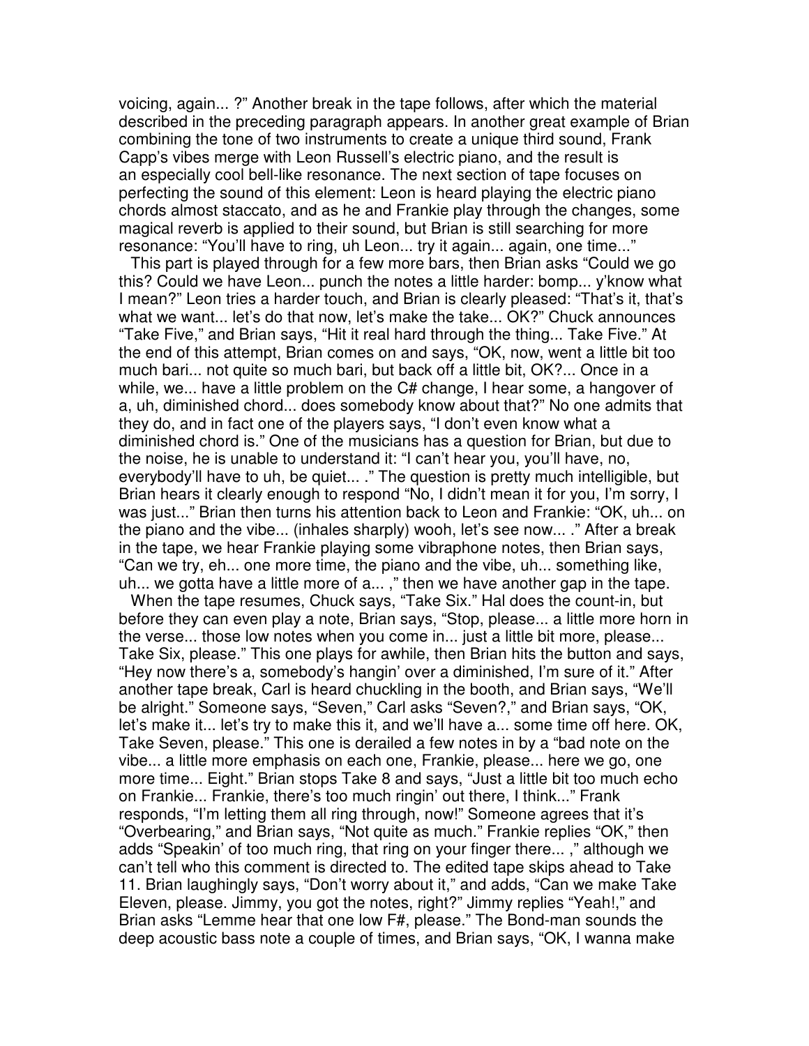voicing, again... ?" Another break in the tape follows, after which the material described in the preceding paragraph appears. In another great example of Brian combining the tone of two instruments to create a unique third sound, Frank Capp's vibes merge with Leon Russell's electric piano, and the result is an especially cool bell-like resonance. The next section of tape focuses on perfecting the sound of this element: Leon is heard playing the electric piano chords almost staccato, and as he and Frankie play through the changes, some magical reverb is applied to their sound, but Brian is still searching for more resonance: "You'll have to ring, uh Leon... try it again... again, one time..."

This part is played through for a few more bars, then Brian asks "Could we go this? Could we have Leon... punch the notes a little harder: bomp... y'know what I mean?" Leon tries a harder touch, and Brian is clearly pleased: "That's it, that's what we want... let's do that now, let's make the take... OK?" Chuck announces "Take Five," and Brian says, "Hit it real hard through the thing... Take Five." At the end of this attempt, Brian comes on and says, "OK, now, went a little bit too much bari... not quite so much bari, but back off a little bit, OK?... Once in a while, we... have a little problem on the C# change, I hear some, a hangover of a, uh, diminished chord... does somebody know about that?" No one admits that they do, and in fact one of the players says, "I don't even know what a diminished chord is." One of the musicians has a question for Brian, but due to the noise, he is unable to understand it: "I can't hear you, you'll have, no, everybody'll have to uh, be quiet... ." The question is pretty much intelligible, but Brian hears it clearly enough to respond "No, I didn't mean it for you, I'm sorry, I was just..." Brian then turns his attention back to Leon and Frankie: "OK, uh... on the piano and the vibe... (inhales sharply) wooh, let's see now... ." After a break in the tape, we hear Frankie playing some vibraphone notes, then Brian says, "Can we try, eh... one more time, the piano and the vibe, uh... something like, uh... we gotta have a little more of a... ," then we have another gap in the tape.

When the tape resumes, Chuck says, "Take Six." Hal does the count-in, but before they can even play a note, Brian says, "Stop, please... a little more horn in the verse... those low notes when you come in... just a little bit more, please... Take Six, please." This one plays for awhile, then Brian hits the button and says, "Hey now there's a, somebody's hangin' over a diminished, I'm sure of it." After another tape break, Carl is heard chuckling in the booth, and Brian says, "We'll be alright." Someone says, "Seven," Carl asks "Seven?," and Brian says, "OK, let's make it... let's try to make this it, and we'll have a... some time off here. OK, Take Seven, please." This one is derailed a few notes in by a "bad note on the vibe... a little more emphasis on each one, Frankie, please... here we go, one more time... Eight." Brian stops Take 8 and says, "Just a little bit too much echo on Frankie... Frankie, there's too much ringin' out there, I think..." Frank responds, "I'm letting them all ring through, now!" Someone agrees that it's "Overbearing," and Brian says, "Not quite as much." Frankie replies "OK," then adds "Speakin' of too much ring, that ring on your finger there... ," although we can't tell who this comment is directed to. The edited tape skips ahead to Take 11. Brian laughingly says, "Don't worry about it," and adds, "Can we make Take Eleven, please. Jimmy, you got the notes, right?" Jimmy replies "Yeah!," and Brian asks "Lemme hear that one low F#, please." The Bond-man sounds the deep acoustic bass note a couple of times, and Brian says, "OK, I wanna make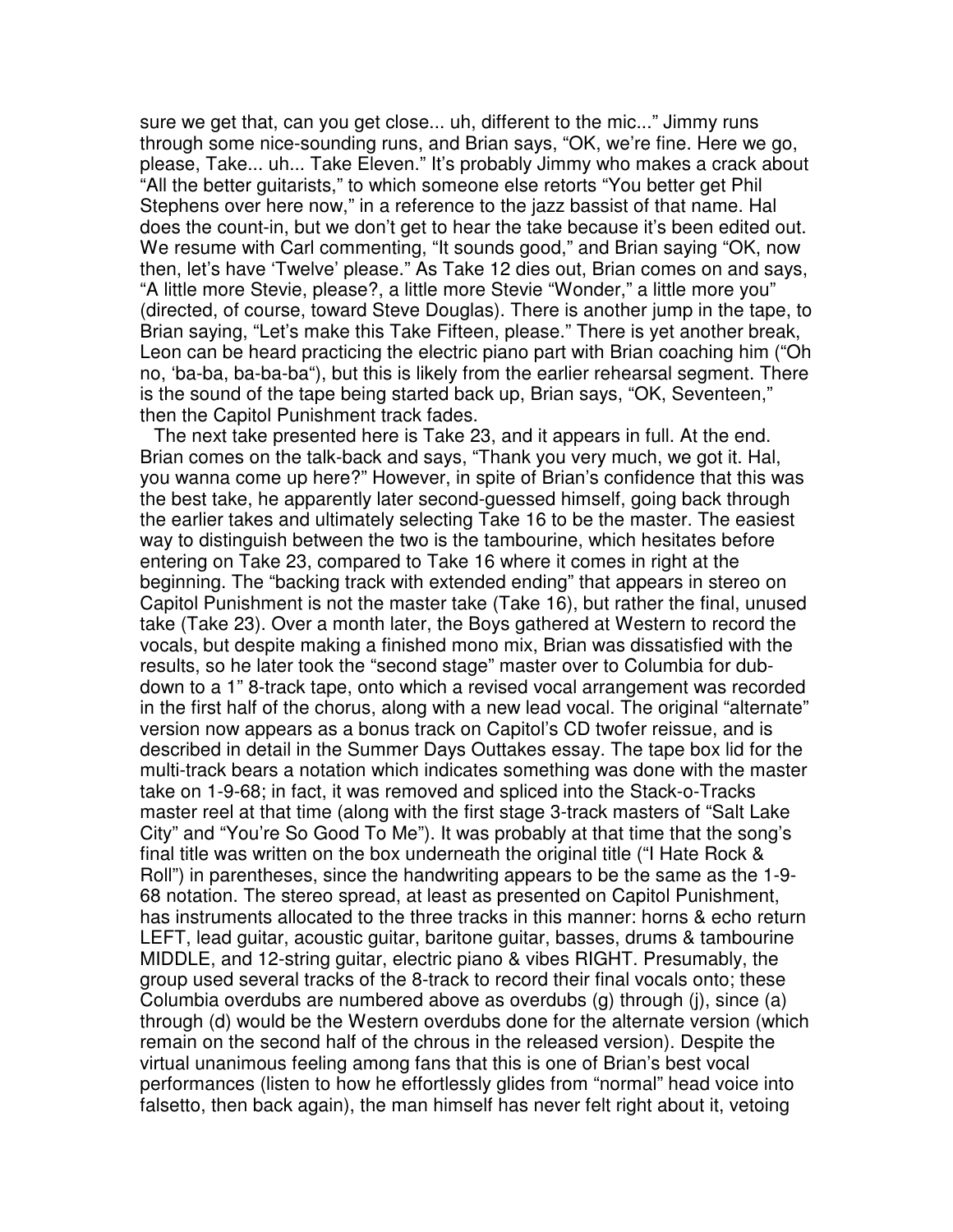sure we get that, can you get close... uh, different to the mic..." Jimmy runs through some nice-sounding runs, and Brian says, "OK, we're fine. Here we go, please, Take... uh... Take Eleven." It's probably Jimmy who makes a crack about "All the better guitarists," to which someone else retorts "You better get Phil Stephens over here now," in a reference to the jazz bassist of that name. Hal does the count-in, but we don't get to hear the take because it's been edited out. We resume with Carl commenting, "It sounds good," and Brian saying "OK, now then, let's have 'Twelve' please." As Take 12 dies out, Brian comes on and says, "A little more Stevie, please?, a little more Stevie "Wonder," a little more you" (directed, of course, toward Steve Douglas). There is another jump in the tape, to Brian saying, "Let's make this Take Fifteen, please." There is yet another break, Leon can be heard practicing the electric piano part with Brian coaching him ("Oh no, 'ba-ba, ba-ba-ba"), but this is likely from the earlier rehearsal segment. There is the sound of the tape being started back up, Brian says, "OK, Seventeen," then the Capitol Punishment track fades.

The next take presented here is Take 23, and it appears in full. At the end. Brian comes on the talk-back and says, "Thank you very much, we got it. Hal, you wanna come up here?" However, in spite of Brian's confidence that this was the best take, he apparently later second-guessed himself, going back through the earlier takes and ultimately selecting Take 16 to be the master. The easiest way to distinguish between the two is the tambourine, which hesitates before entering on Take 23, compared to Take 16 where it comes in right at the beginning. The "backing track with extended ending" that appears in stereo on Capitol Punishment is not the master take (Take 16), but rather the final, unused take (Take 23). Over a month later, the Boys gathered at Western to record the vocals, but despite making a finished mono mix, Brian was dissatisfied with the results, so he later took the "second stage" master over to Columbia for dub-down to a 1" 8-track tape, onto which a revised vocal arrangement was recorded in the first half of the chorus, along with a new lead vocal. The original "alternate" version now appears as a bonus track on Capitol's CD twofer reissue, and is described in detail in the Summer Days Outtakes essay. The tape box lid for the multi-track bears a notation which indicates something was done with the master take on 1-9-68; in fact, it was removed and spliced into the Stack-o-Tracks master reel at that time (along with the first stage 3-track masters of "Salt Lake City" and "You're So Good To Me"). It was probably at that time that the song's final title was written on the box underneath the original title ("I Hate Rock & Roll") in parentheses, since the handwriting appears to be the same as the 1-9-68 notation. The stereo spread, at least as presented on Capitol Punishment, has instruments allocated to the three tracks in this manner: horns & echo return LEFT, lead guitar, acoustic guitar, baritone guitar, basses, drums & tambourine MIDDLE, and 12-string guitar, electric piano & vibes RIGHT. Presumably, the group used several tracks of the 8-track to record their final vocals onto; these Columbia overdubs are numbered above as overdubs (g) through (j), since (a) through (d) would be the Western overdubs done for the alternate version (which remain on the second half of the chrous in the released version). Despite the virtual unanimous feeling among fans that this is one of Brian's best vocal performances (listen to how he effortlessly glides from "normal" head voice into falsetto, then back again), the man himself has never felt right about it, vetoing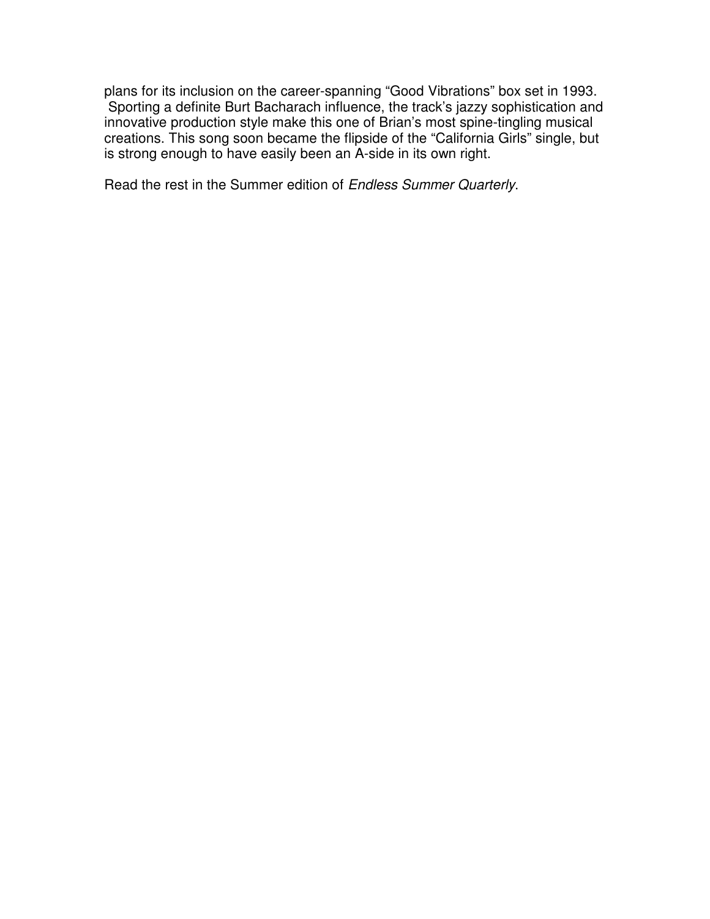plans for its inclusion on the career-spanning “Good Vibrations” box set in 1993. Sporting a definite Burt Bacharach influence, the track’s jazzy sophistication and innovative production style make this one of Brian’s most spine-tingling musical creations. This song soon became the flipside of the “California Girls” single, but is strong enough to have easily been an A-side in its own right.

Read the rest in the Summer edition of *Endless Summer Quarterly*.